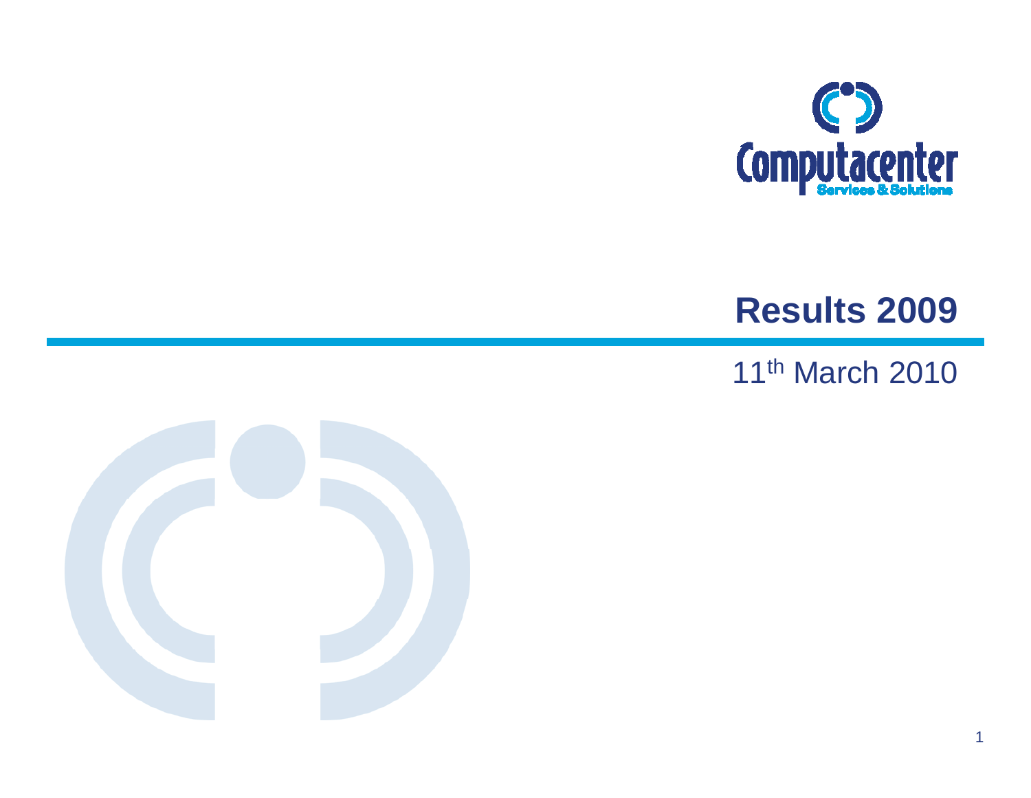Computacenter

Services & Solutions

# Results 2009

11th March 2010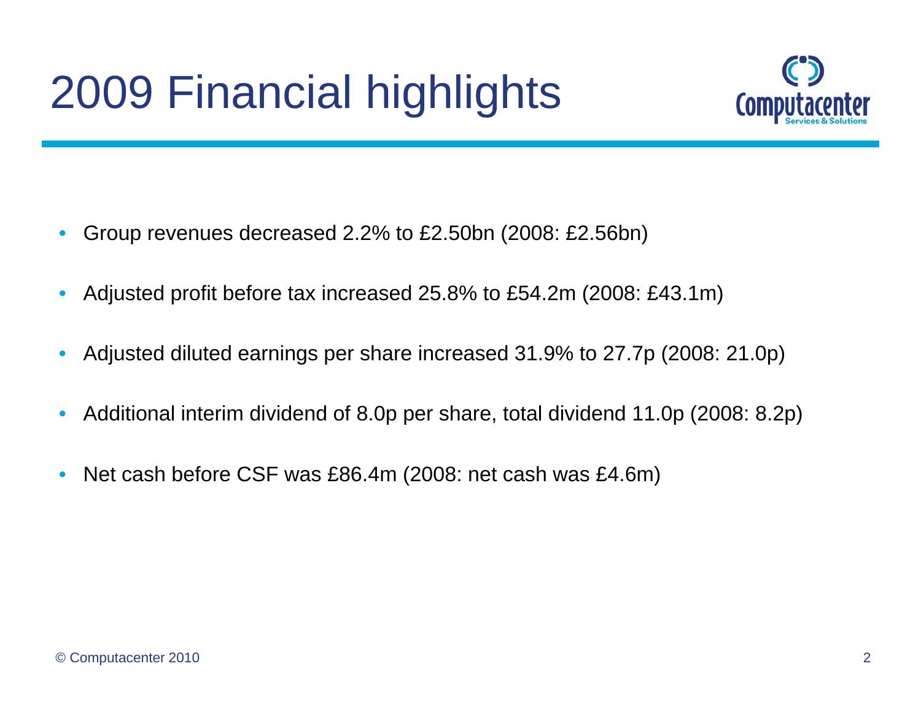# 2009 Financial highlights

- Group revenues decreased 2.2% to £2.50bn (2008: £2.56bn)
- Adjusted profit before tax increased 25.8% to £54.2m (2008: £43.1m)
- Adjusted diluted earnings per share increased 31.9% to 27.7p (2008: 21.0p)
- Additional interim dividend of 8.0p per share, total dividend 11.0p (2008: 8.2p)
- Net cash before CSF was £86.4m (2008: net cash was £4.6m)

© Computacenter 2010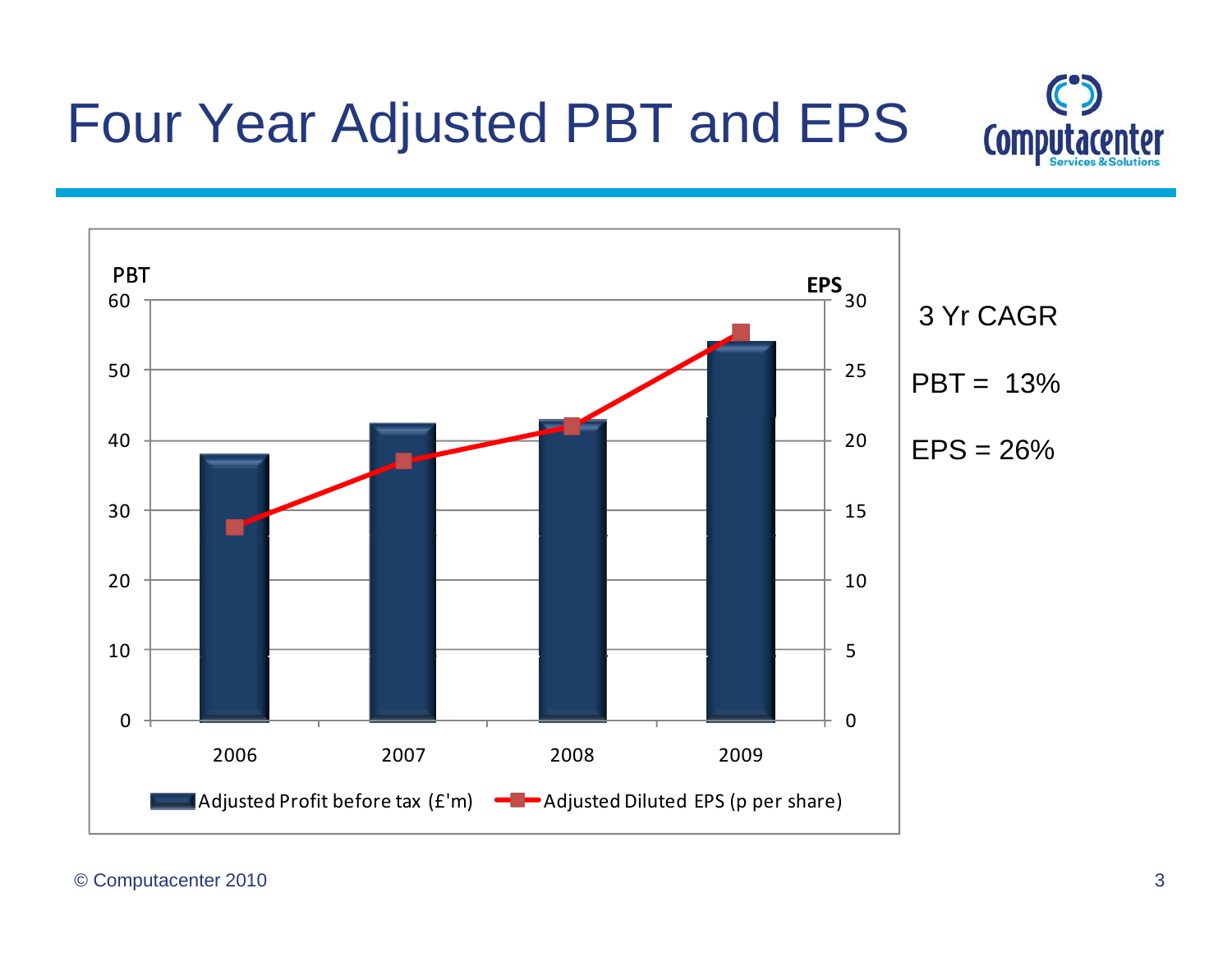# Four Year Adjusted PBT and EPS

PBT

60
50
40
30
20
10
0

EPS

30
25
20
15
10
5
0

2006
2007
2008
2009

Adjusted Profit before tax (£'m)
Adjusted Diluted EPS (p per share)

3 Yr CAGR

PBT = 13%

EPS = 26%

© Computacenter 2010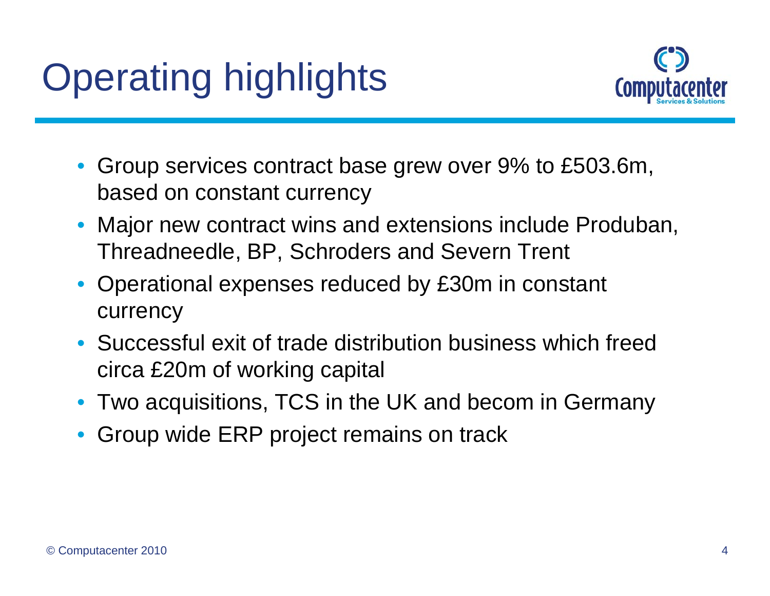# Operating highlights

- Group services contract base grew over 9% to £503.6m, based on constant currency
- Major new contract wins and extensions include Produban, Threadneedle, BP, Schroders and Severn Trent
- Operational expenses reduced by £30m in constant currency
- Successful exit of trade distribution business which freed circa £20m of working capital
- Two acquisitions, TCS in the UK and becom in Germany
- Group wide ERP project remains on track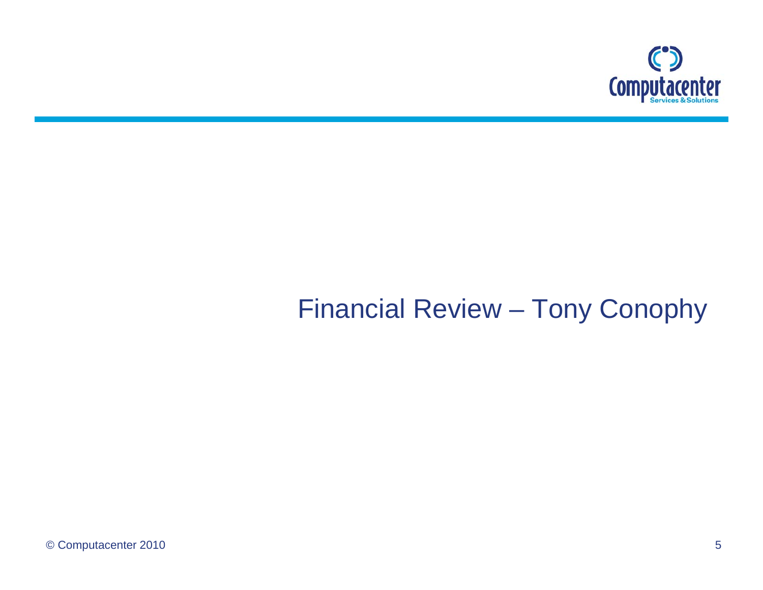# Financial Review – Tony Conophy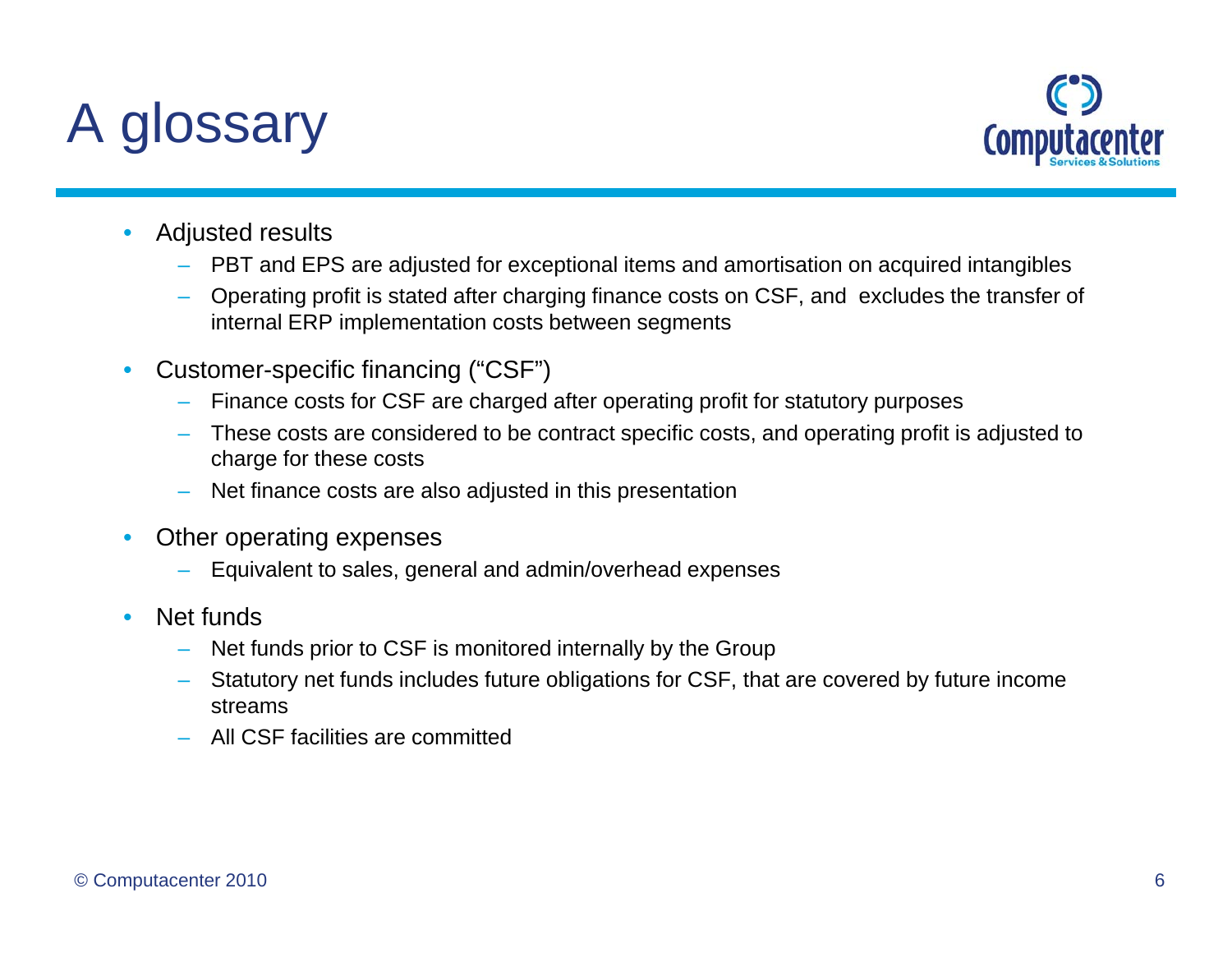# A glossary

- Adjusted results
  - PBT and EPS are adjusted for exceptional items and amortisation on acquired intangibles
  - Operating profit is stated after charging finance costs on CSF, and excludes the transfer of internal ERP implementation costs between segments
- Customer-specific financing ("CSF")
  - Finance costs for CSF are charged after operating profit for statutory purposes
  - These costs are considered to be contract specific costs, and operating profit is adjusted to charge for these costs
  - Net finance costs are also adjusted in this presentation
- Other operating expenses
  - Equivalent to sales, general and admin/overhead expenses
- Net funds
  - Net funds prior to CSF is monitored internally by the Group
  - Statutory net funds includes future obligations for CSF, that are covered by future income streams
  - All CSF facilities are committed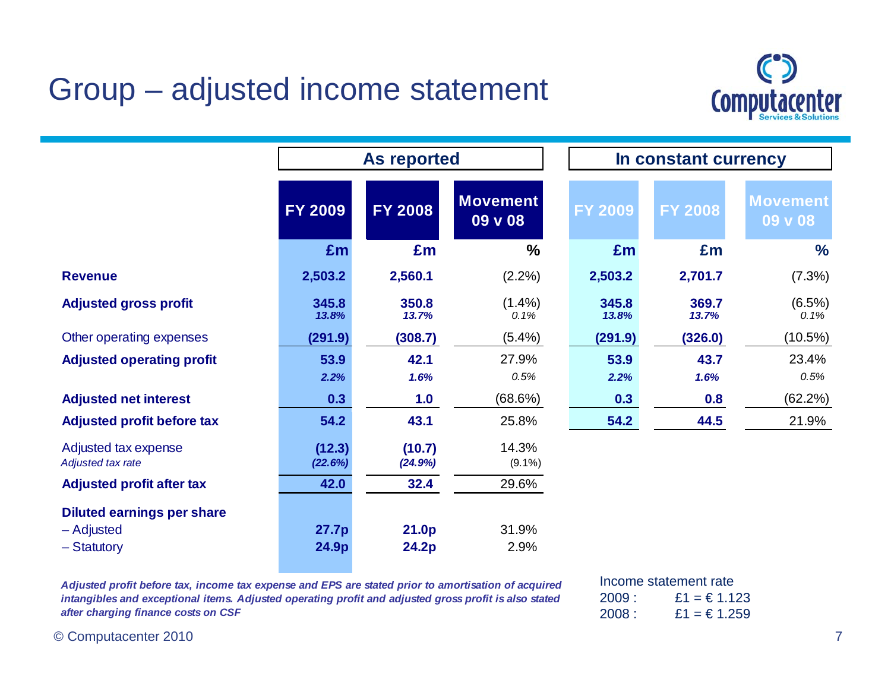# Group – adjusted income statement

| | As reported | | | In constant currency | | |
|---|---|---|---|---|---|---|
| | **FY 2009** | **FY 2008** | **Movement 09 v 08** | **FY 2009** | **FY 2008** | **Movement 09 v 08** |
| | **£m** | **£m** | **%** | **£m** | **£m** | **%** |
| **Revenue** | **2,503.2** | **2,560.1** | (2.2%) | **2,503.2** | **2,701.7** | (7.3%) |
| **Adjusted gross profit** | **345.8** *13.8%* | **350.8** *13.7%* | (1.4%) *0.1%* | **345.8** *13.8%* | **369.7** *13.7%* | (6.5%) *0.1%* |
| Other operating expenses | **(291.9)** | **(308.7)** | (5.4%) | **(291.9)** | **(326.0)** | (10.5%) |
| **Adjusted operating profit** | **53.9** *2.2%* | **42.1** *1.6%* | 27.9% *0.5%* | **53.9** *2.2%* | **43.7** *1.6%* | 23.4% *0.5%* |
| **Adjusted net interest** | **0.3** | **1.0** | (68.6%) | **0.3** | **0.8** | (62.2%) |
| **Adjusted profit before tax** | **54.2** | **43.1** | 25.8% | **54.2** | **44.5** | 21.9% |
| Adjusted tax expense *Adjusted tax rate* | **(12.3)** *(22.6%)* | **(10.7)** *(24.9%)* | 14.3% (9.1%) | | | |
| **Adjusted profit after tax** | **42.0** | **32.4** | 29.6% | | | |
| **Diluted earnings per share** | | | | | | |
| – Adjusted | **27.7p** | **21.0p** | 31.9% | | | |
| – Statutory | **24.9p** | **24.2p** | 2.9% | | | |

***Adjusted profit before tax, income tax expense and EPS are stated prior to amortisation of acquired intangibles and exceptional items. Adjusted operating profit and adjusted gross profit is also stated after charging finance costs on CSF***

Income statement rate
2009 : £1 = € 1.123
2008 : £1 = € 1.259

© Computacenter 2010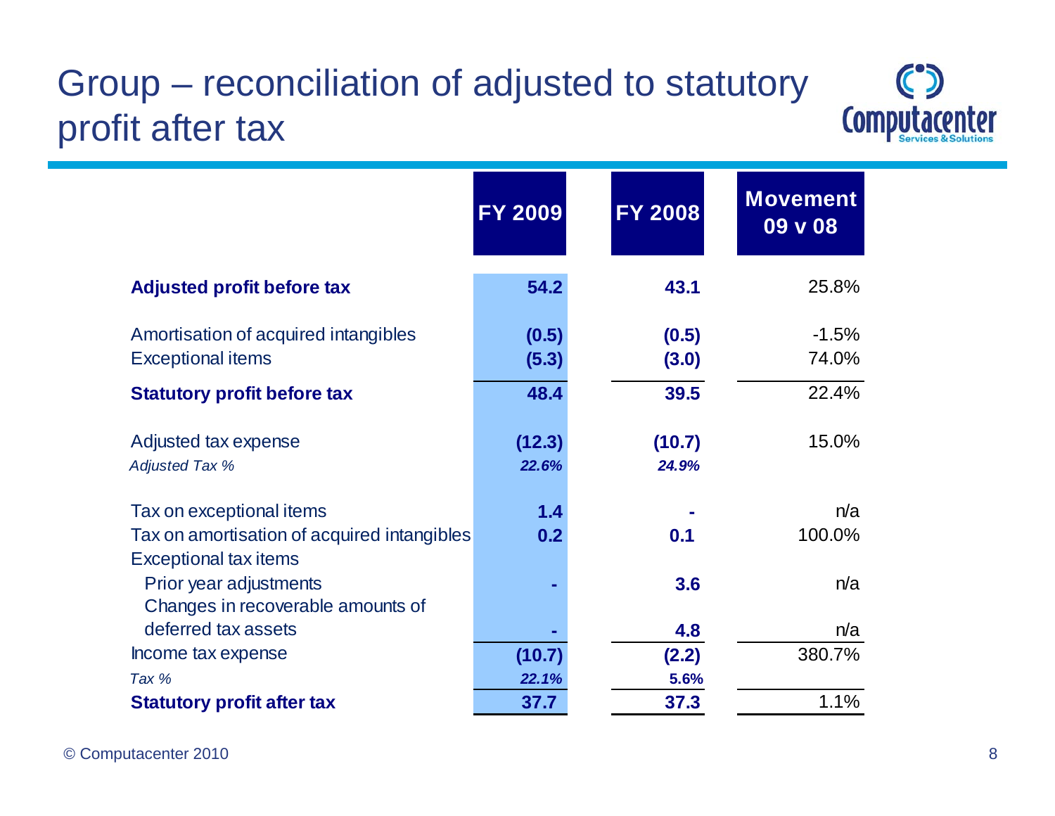# Group – reconciliation of adjusted to statutory profit after tax

| | FY 2009 | FY 2008 | Movement 09 v 08 |
|---|---|---|---|
| **Adjusted profit before tax** | **54.2** | **43.1** | 25.8% |
| Amortisation of acquired intangibles | **(0.5)** | **(0.5)** | -1.5% |
| Exceptional items | **(5.3)** | **(3.0)** | 74.0% |
| **Statutory profit before tax** | **48.4** | **39.5** | 22.4% |
| Adjusted tax expense | **(12.3)** | **(10.7)** | 15.0% |
| *Adjusted Tax %* | ***22.6%*** | ***24.9%*** | |
| Tax on exceptional items | **1.4** | **-** | n/a |
| Tax on amortisation of acquired intangibles | **0.2** | **0.1** | 100.0% |
| Exceptional tax items | | | |
| Prior year adjustments | **-** | **3.6** | n/a |
| Changes in recoverable amounts of deferred tax assets | **-** | **4.8** | n/a |
| Income tax expense | **(10.7)** | **(2.2)** | 380.7% |
| *Tax %* | ***22.1%*** | **5.6%** | |
| **Statutory profit after tax** | **37.7** | **37.3** | 1.1% |

© Computacenter 2010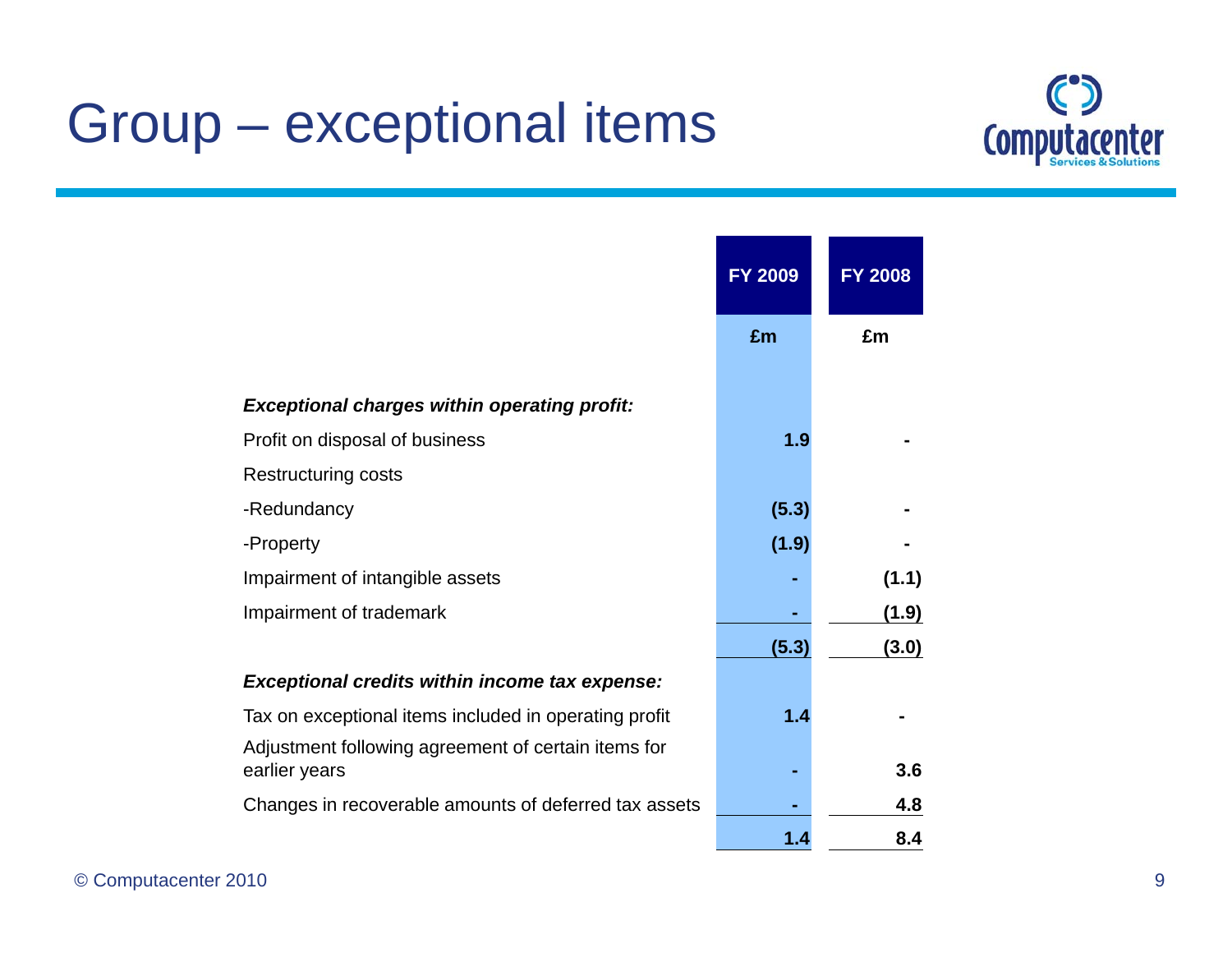# Group – exceptional items

| | FY 2009 | FY 2008 |
|---|---|---|
| | £m | £m |
| ***Exceptional charges within operating profit:*** | | |
| Profit on disposal of business | **1.9** | **-** |
| Restructuring costs | | |
| -Redundancy | **(5.3)** | **-** |
| -Property | **(1.9)** | **-** |
| Impairment of intangible assets | **-** | **(1.1)** |
| Impairment of trademark | **-** | **(1.9)** |
| | **(5.3)** | **(3.0)** |
| ***Exceptional credits within income tax expense:*** | | |
| Tax on exceptional items included in operating profit | **1.4** | **-** |
| Adjustment following agreement of certain items for earlier years | **-** | **3.6** |
| Changes in recoverable amounts of deferred tax assets | **-** | **4.8** |
| | **1.4** | **8.4** |

© Computacenter 2010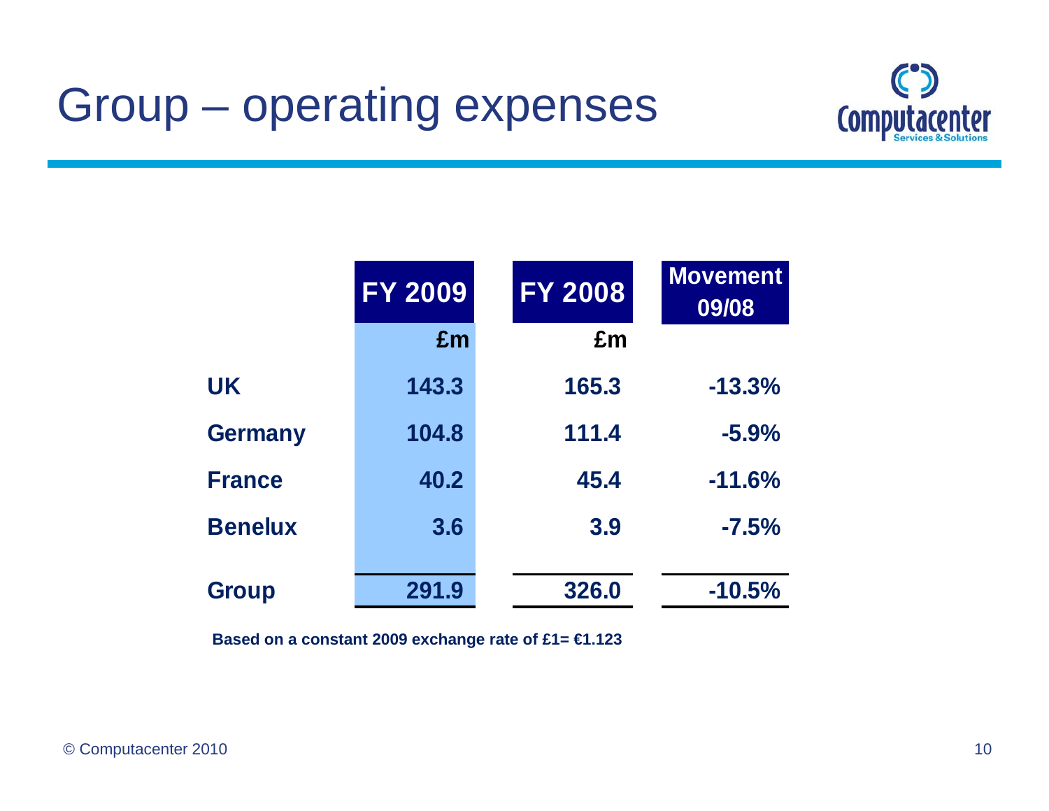# Group – operating expenses

| | FY 2009 | FY 2008 | Movement 09/08 |
|---|---|---|---|
| | £m | £m | |
| UK | 143.3 | 165.3 | -13.3% |
| Germany | 104.8 | 111.4 | -5.9% |
| France | 40.2 | 45.4 | -11.6% |
| Benelux | 3.6 | 3.9 | -7.5% |
| Group | 291.9 | 326.0 | -10.5% |

**Based on a constant 2009 exchange rate of £1= €1.123**

© Computacenter 2010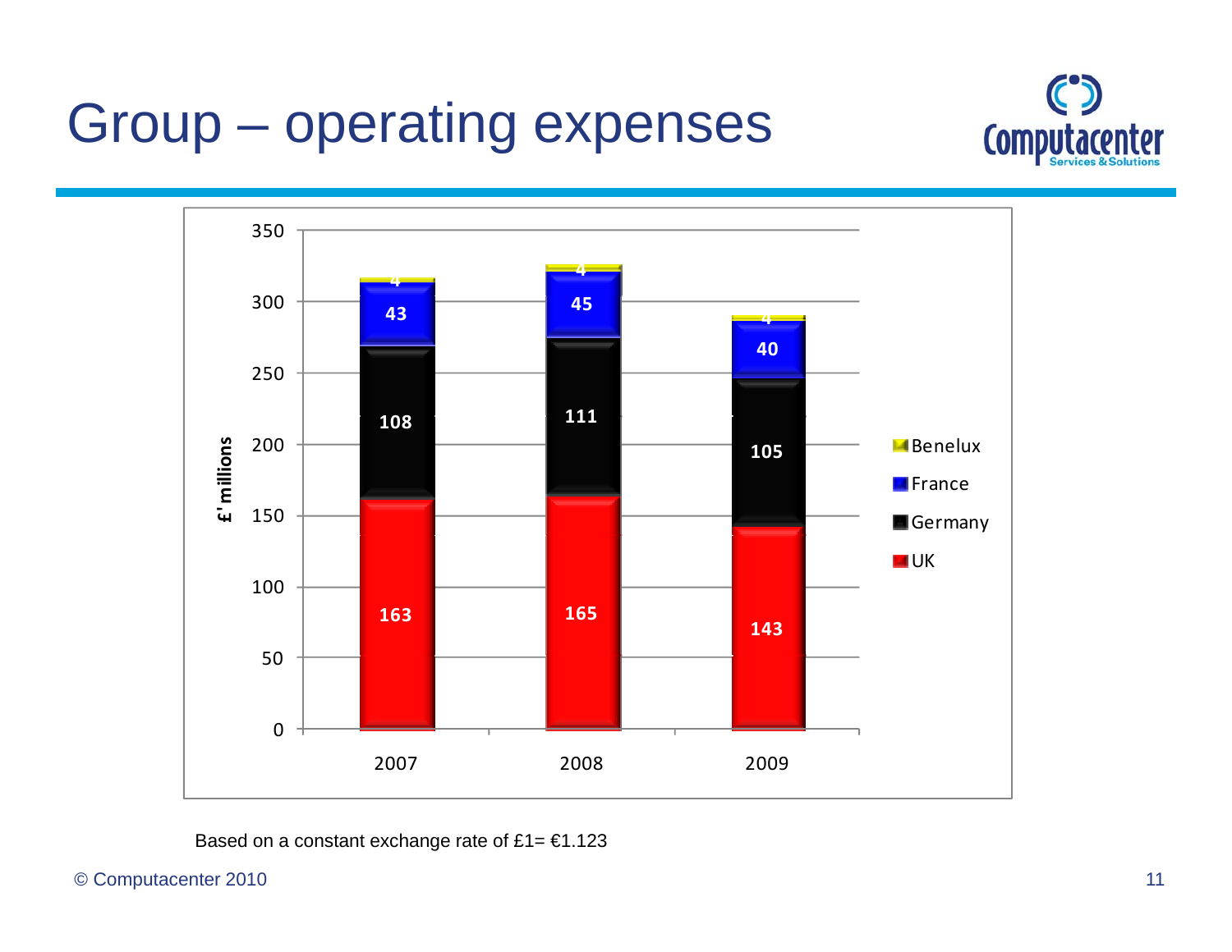# Group – operating expenses

350
300
250
200
150
100
50
0

£' millions

2007
4
43
108
163

2008
4
45
111
165

2009
4
40
105
143

Benelux
France
Germany
UK

Based on a constant exchange rate of £1= €1.123

© Computacenter 2010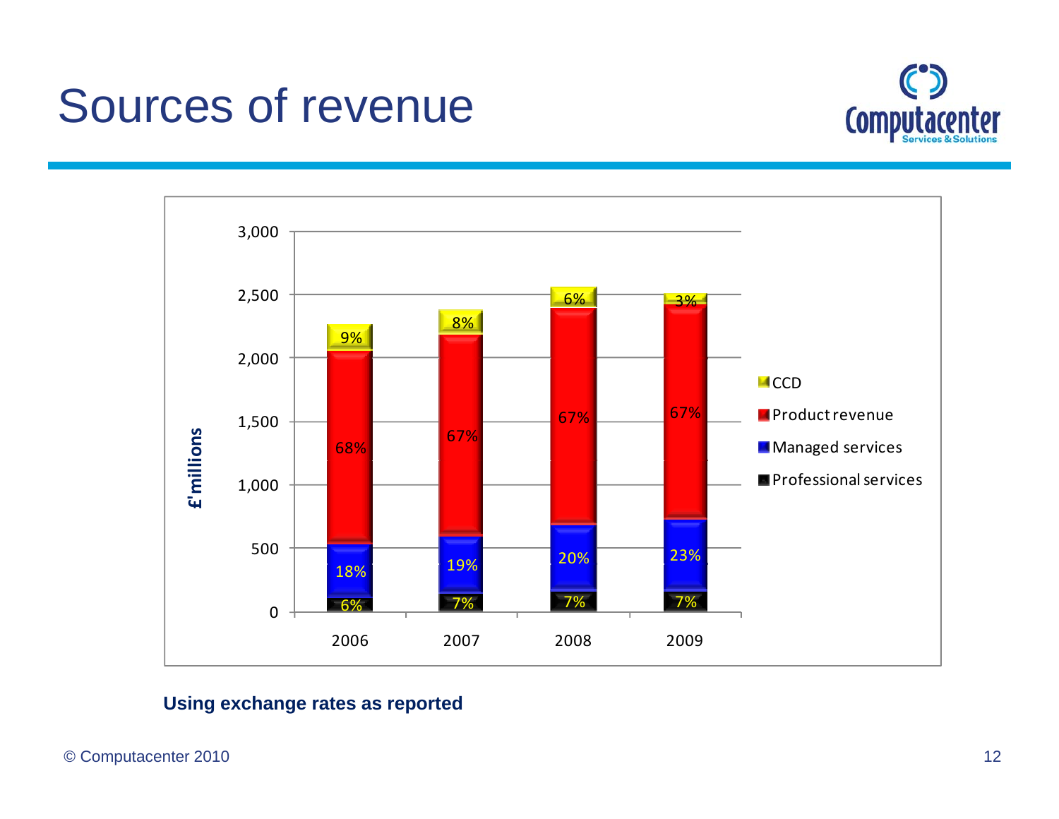# Sources of revenue

£'millions

3,000
2,500
2,000
1,500
1,000
500
0

2006: 9%, 68%, 18%, 6%
2007: 8%, 67%, 19%, 7%
2008: 6%, 67%, 20%, 7%
2009: 3%, 67%, 23%, 7%

CCD
Product revenue
Managed services
Professional services

**Using exchange rates as reported**

© Computacenter 2010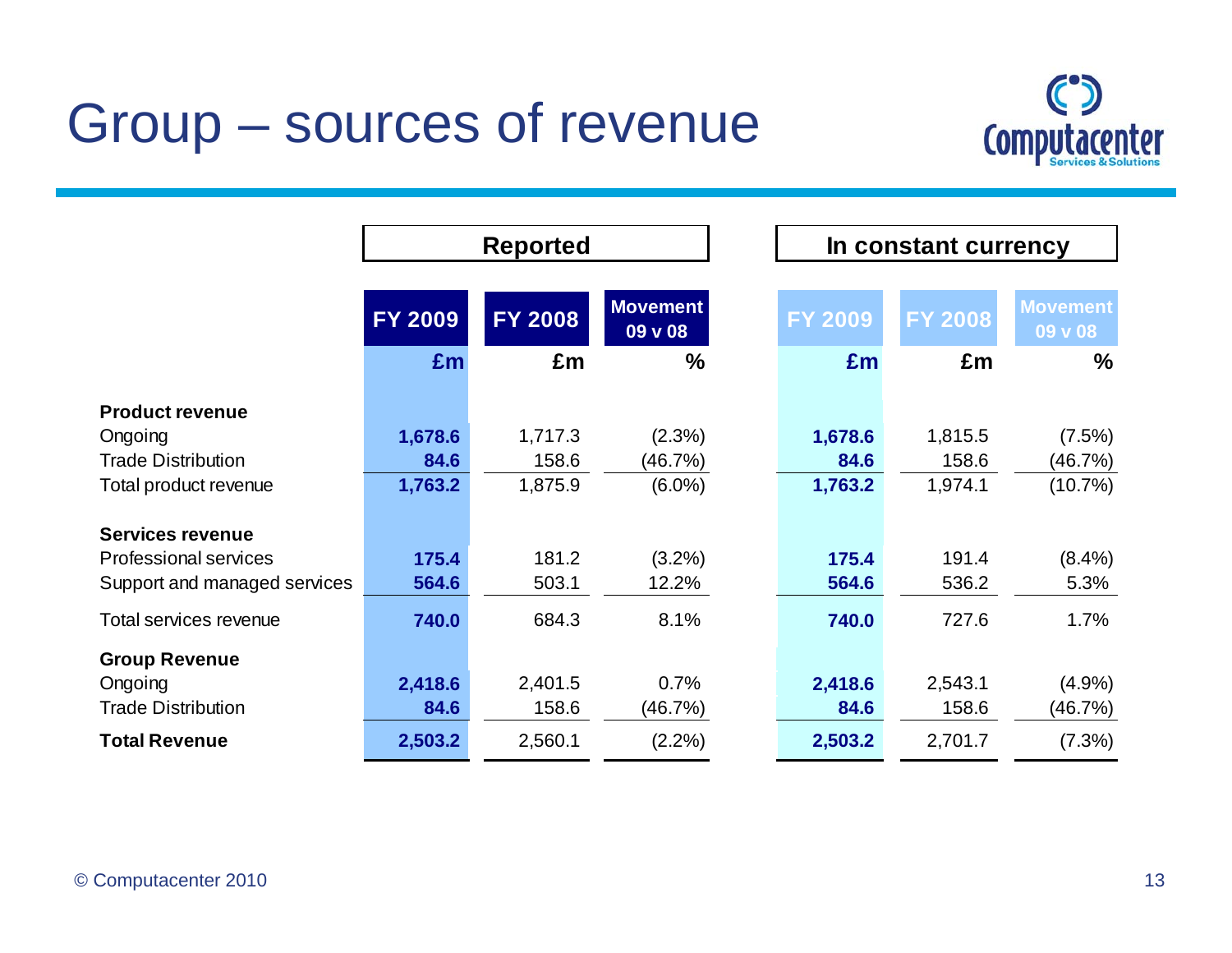# Group – sources of revenue

| | Reported | | | In constant currency | | |
|---|---|---|---|---|---|---|
| | FY 2009 | FY 2008 | Movement 09 v 08 | FY 2009 | FY 2008 | Movement 09 v 08 |
| | £m | £m | % | £m | £m | % |
| **Product revenue** | | | | | | |
| Ongoing | **1,678.6** | 1,717.3 | (2.3%) | **1,678.6** | 1,815.5 | (7.5%) |
| Trade Distribution | **84.6** | 158.6 | (46.7%) | **84.6** | 158.6 | (46.7%) |
| Total product revenue | **1,763.2** | 1,875.9 | (6.0%) | **1,763.2** | 1,974.1 | (10.7%) |
| **Services revenue** | | | | | | |
| Professional services | **175.4** | 181.2 | (3.2%) | **175.4** | 191.4 | (8.4%) |
| Support and managed services | **564.6** | 503.1 | 12.2% | **564.6** | 536.2 | 5.3% |
| Total services revenue | **740.0** | 684.3 | 8.1% | **740.0** | 727.6 | 1.7% |
| **Group Revenue** | | | | | | |
| Ongoing | **2,418.6** | 2,401.5 | 0.7% | **2,418.6** | 2,543.1 | (4.9%) |
| Trade Distribution | **84.6** | 158.6 | (46.7%) | **84.6** | 158.6 | (46.7%) |
| **Total Revenue** | **2,503.2** | 2,560.1 | (2.2%) | **2,503.2** | 2,701.7 | (7.3%) |

© Computacenter 2010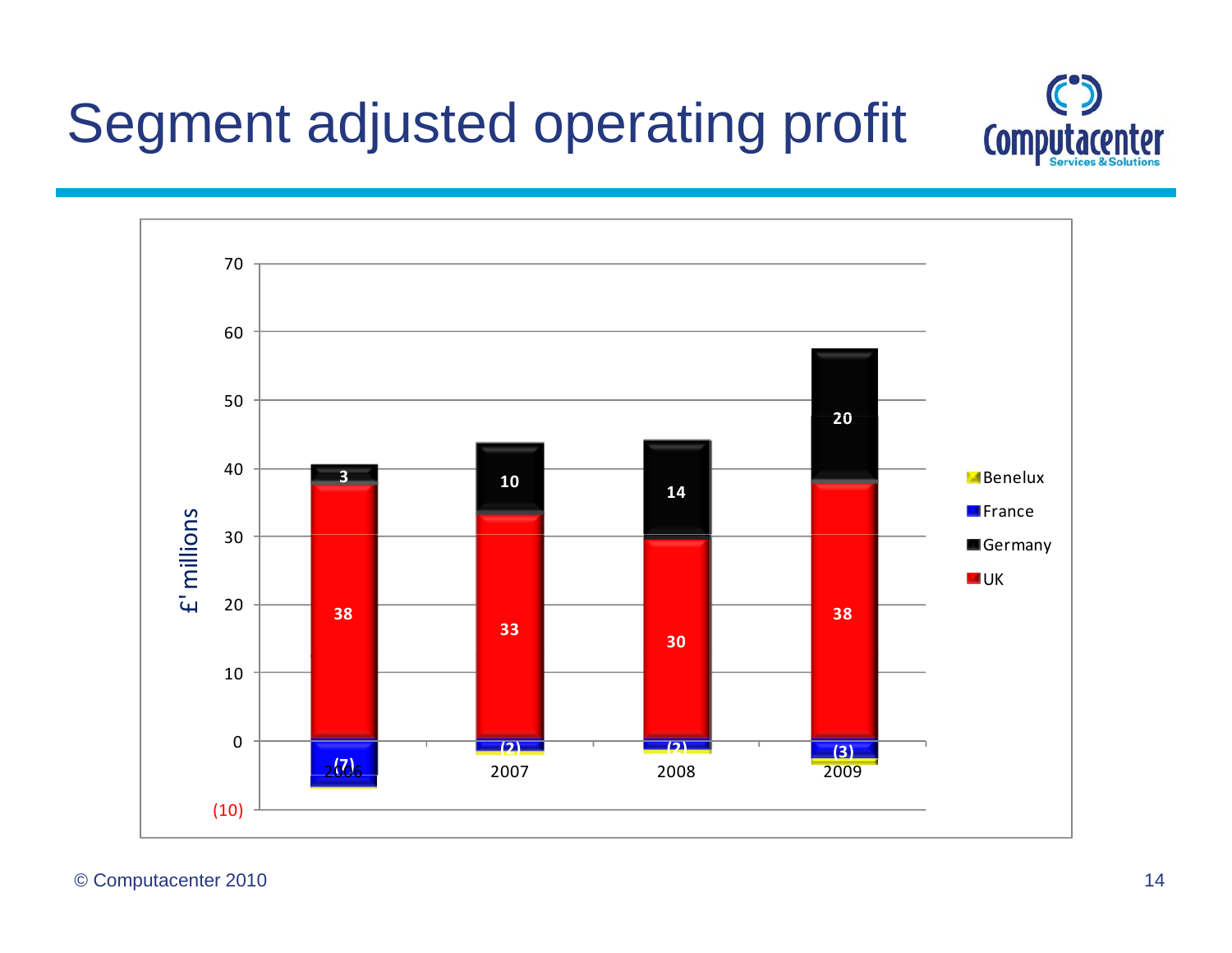# Segment adjusted operating profit

£' millions

70
60
50
40
30
20
10
0
(10)

2006: 38, 3, (7)
2007: 33, 10, (2)
2008: 30, 14, (2)
2009: 38, 20, (3)

Benelux
France
Germany
UK

© Computacenter 2010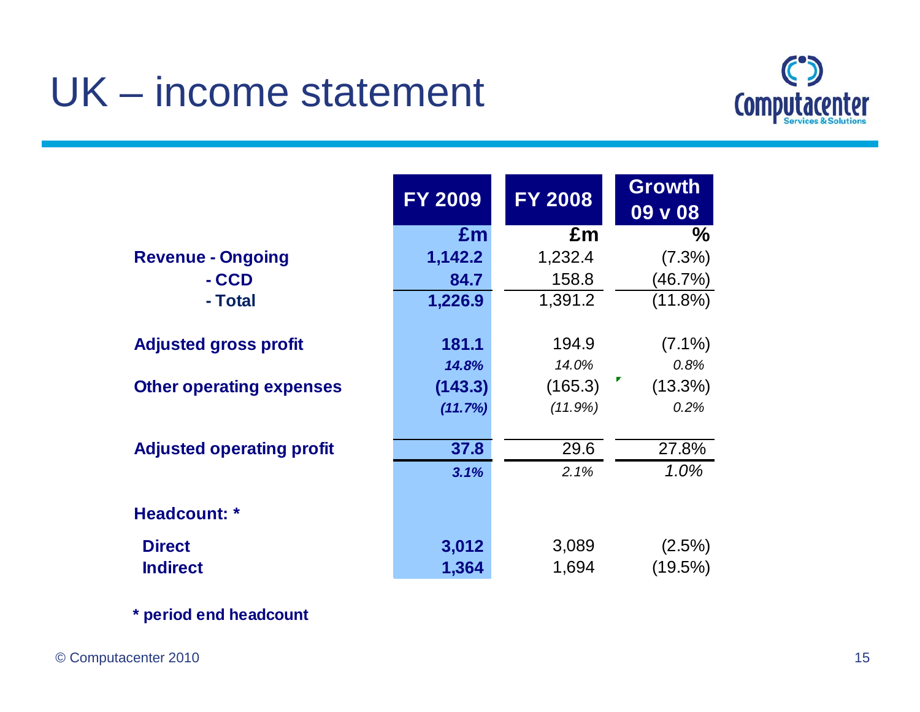# UK – income statement

| | FY 2009 | FY 2008 | Growth 09 v 08 |
|---|---|---|---|
| | **£m** | **£m** | **%** |
| **Revenue - Ongoing** | **1,142.2** | 1,232.4 | (7.3%) |
| **- CCD** | **84.7** | 158.8 | (46.7%) |
| **- Total** | **1,226.9** | 1,391.2 | (11.8%) |
| | | | |
| **Adjusted gross profit** | **181.1** | 194.9 | (7.1%) |
| | ***14.8%*** | *14.0%* | *0.8%* |
| **Other operating expenses** | **(143.3)** | (165.3) | (13.3%) |
| | ***(11.7%)*** | *(11.9%)* | *0.2%* |
| | | | |
| **Adjusted operating profit** | **37.8** | 29.6 | 27.8% |
| | ***3.1%*** | *2.1%* | *1.0%* |
| | | | |
| **Headcount: *** | | | |
| **Direct** | **3,012** | 3,089 | (2.5%) |
| **Indirect** | **1,364** | 1,694 | (19.5%) |

**\* period end headcount**

© Computacenter 2010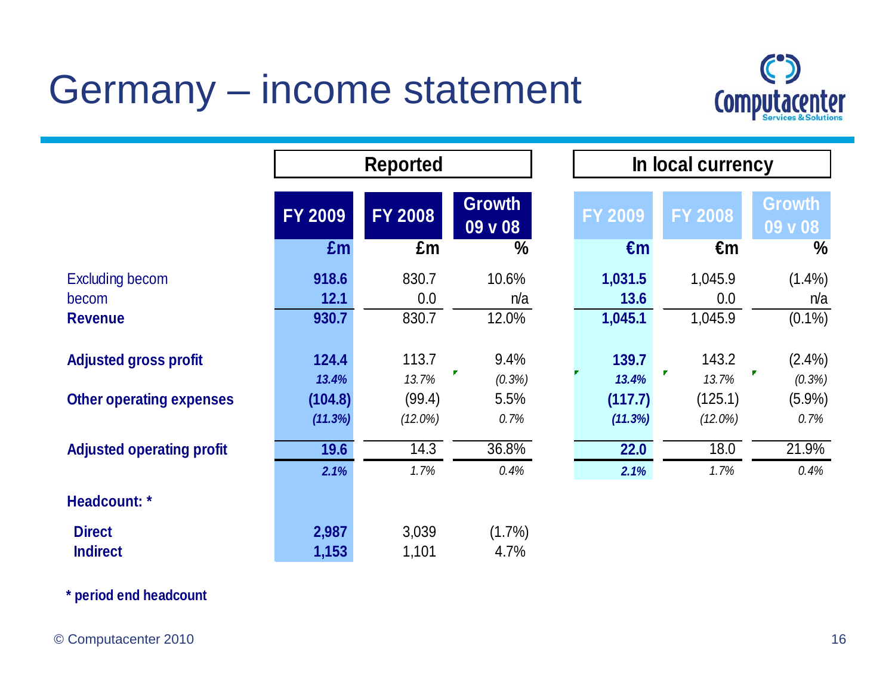# Germany – income statement

| | Reported | | | In local currency | | |
|---|---|---|---|---|---|---|
| | FY 2009 | FY 2008 | Growth 09 v 08 | FY 2009 | FY 2008 | Growth 09 v 08 |
| | £m | £m | % | €m | €m | % |
| Excluding becom | **918.6** | 830.7 | 10.6% | **1,031.5** | 1,045.9 | (1.4%) |
| becom | **12.1** | 0.0 | n/a | **13.6** | 0.0 | n/a |
| **Revenue** | **930.7** | 830.7 | 12.0% | **1,045.1** | 1,045.9 | (0.1%) |
| **Adjusted gross profit** | **124.4** | 113.7 | 9.4% | **139.7** | 143.2 | (2.4%) |
| | ***13.4%*** | *13.7%* | *(0.3%)* | ***13.4%*** | *13.7%* | *(0.3%)* |
| **Other operating expenses** | **(104.8)** | (99.4) | 5.5% | **(117.7)** | (125.1) | (5.9%) |
| | ***(11.3%)*** | *(12.0%)* | *0.7%* | ***(11.3%)*** | *(12.0%)* | *0.7%* |
| **Adjusted operating profit** | **19.6** | 14.3 | 36.8% | **22.0** | 18.0 | 21.9% |
| | ***2.1%*** | *1.7%* | *0.4%* | ***2.1%*** | *1.7%* | *0.4%* |
| **Headcount: *** | | | | | | |
| **Direct** | **2,987** | 3,039 | (1.7%) | | | |
| **Indirect** | **1,153** | 1,101 | 4.7% | | | |

**\* period end headcount**

© Computacenter 2010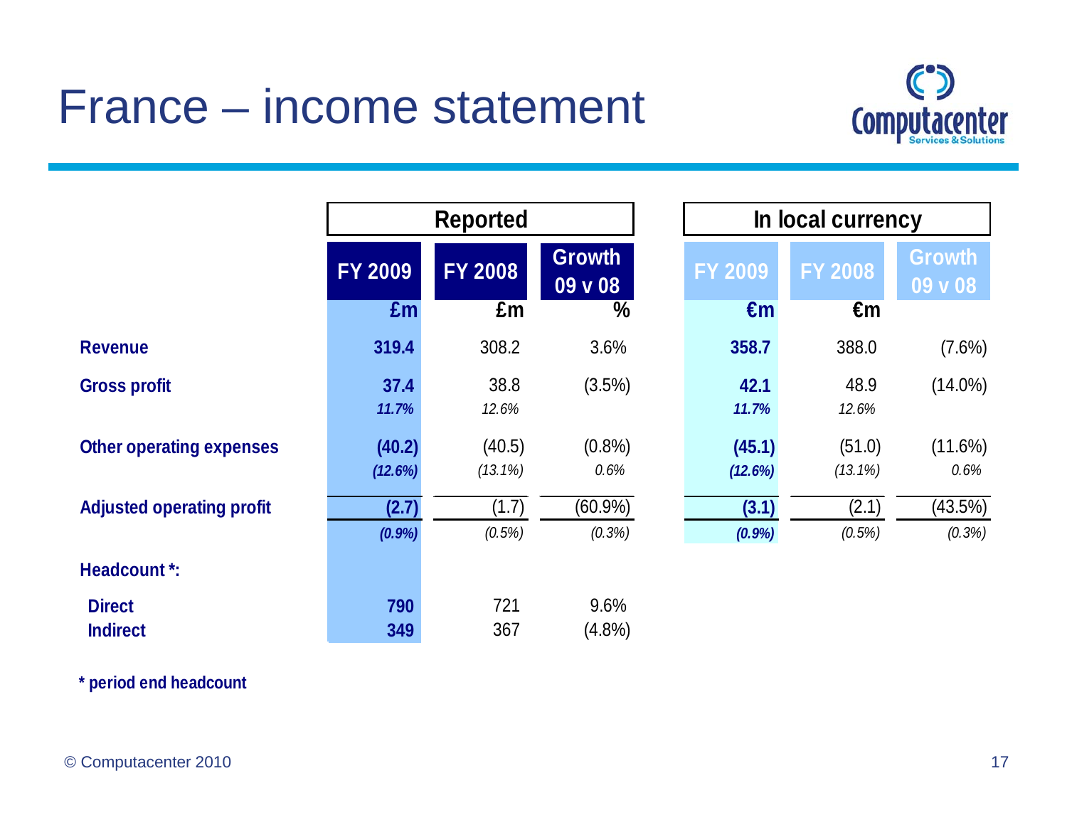# France – income statement

| | Reported | | | In local currency | | |
|---|---|---|---|---|---|---|
| | FY 2009 | FY 2008 | Growth 09 v 08 | FY 2009 | FY 2008 | Growth 09 v 08 |
| | £m | £m | % | €m | €m | |
| **Revenue** | **319.4** | 308.2 | 3.6% | **358.7** | 388.0 | (7.6%) |
| **Gross profit** | **37.4** | 38.8 | (3.5%) | **42.1** | 48.9 | (14.0%) |
| | ***11.7%*** | *12.6%* | | ***11.7%*** | *12.6%* | |
| **Other operating expenses** | **(40.2)** | (40.5) | (0.8%) | **(45.1)** | (51.0) | (11.6%) |
| | ***(12.6%)*** | *(13.1%)* | *0.6%* | ***(12.6%)*** | *(13.1%)* | *0.6%* |
| **Adjusted operating profit** | **(2.7)** | (1.7) | (60.9%) | **(3.1)** | (2.1) | (43.5%) |
| | ***(0.9%)*** | *(0.5%)* | *(0.3%)* | ***(0.9%)*** | *(0.5%)* | *(0.3%)* |
| **Headcount *:** | | | | | | |
| **Direct** | **790** | 721 | 9.6% | | | |
| **Indirect** | **349** | 367 | (4.8%) | | | |

**\* period end headcount**

© Computacenter 2010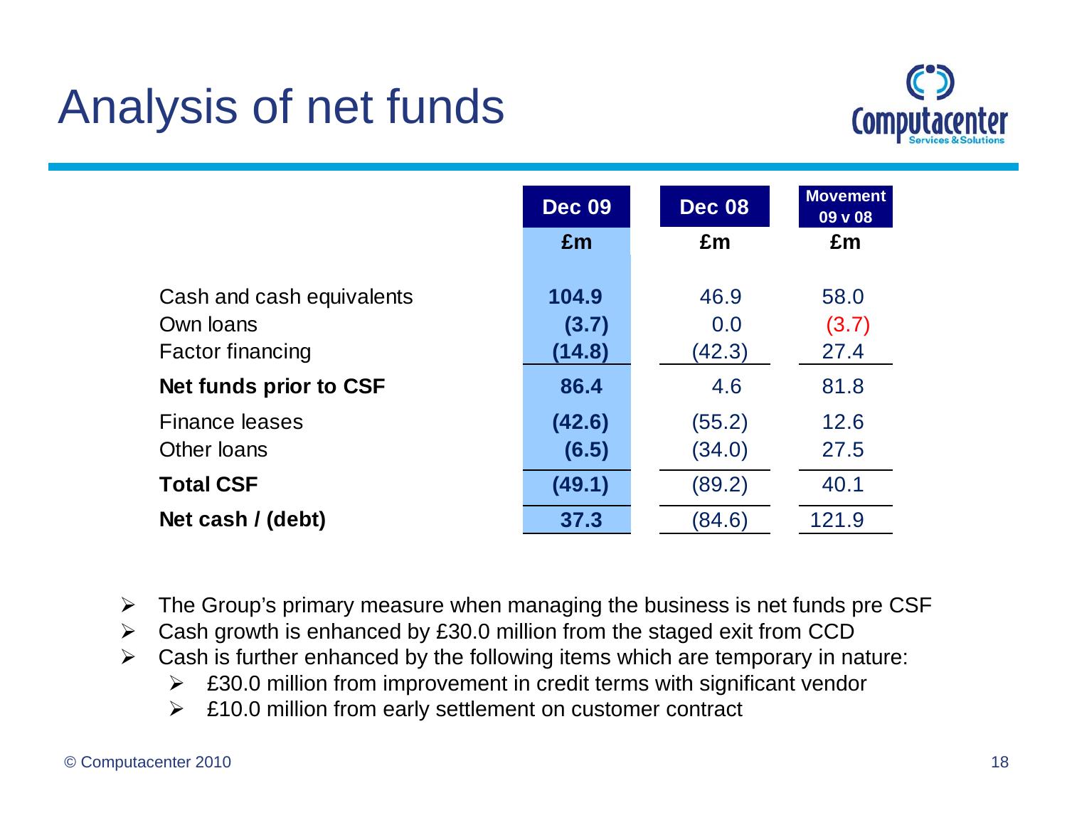# Analysis of net funds

| | Dec 09 £m | Dec 08 £m | Movement 09 v 08 £m |
|---|---|---|---|
| Cash and cash equivalents | **104.9** | 46.9 | 58.0 |
| Own loans | **(3.7)** | 0.0 | (3.7) |
| Factor financing | **(14.8)** | (42.3) | 27.4 |
| **Net funds prior to CSF** | **86.4** | 4.6 | 81.8 |
| Finance leases | **(42.6)** | (55.2) | 12.6 |
| Other loans | **(6.5)** | (34.0) | 27.5 |
| **Total CSF** | **(49.1)** | (89.2) | 40.1 |
| **Net cash / (debt)** | **37.3** | (84.6) | 121.9 |

- The Group's primary measure when managing the business is net funds pre CSF
- Cash growth is enhanced by £30.0 million from the staged exit from CCD
- Cash is further enhanced by the following items which are temporary in nature:
  - £30.0 million from improvement in credit terms with significant vendor
  - £10.0 million from early settlement on customer contract

© Computacenter 2010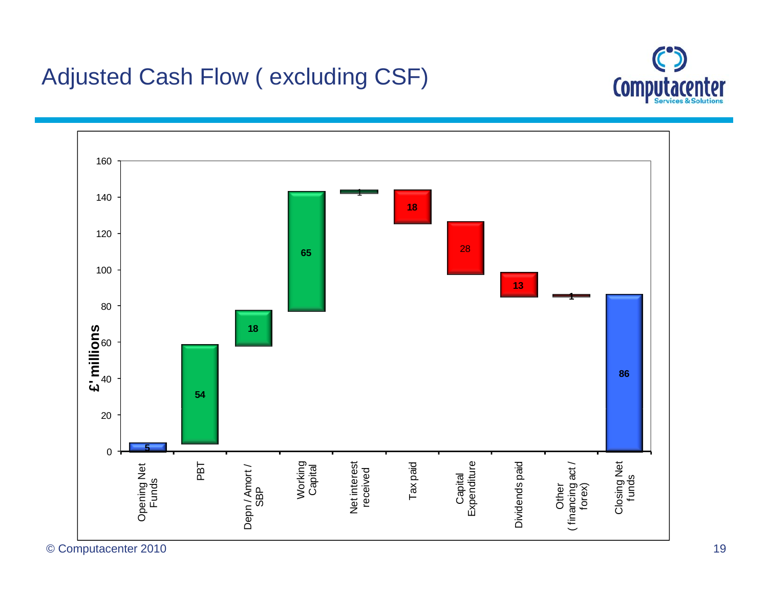# Adjusted Cash Flow ( excluding CSF)

£' millions

160
140
120
100
80
60
40
20
0

5
54
18
65
1
18
28
13
1
86

Opening Net Funds
PBT
Depn / Amort / SBP
Working Capital
Net interest received
Tax paid
Capital Expenditure
Dividends paid
Other ( financing act / forex)
Closing Net funds

© Computacenter 2010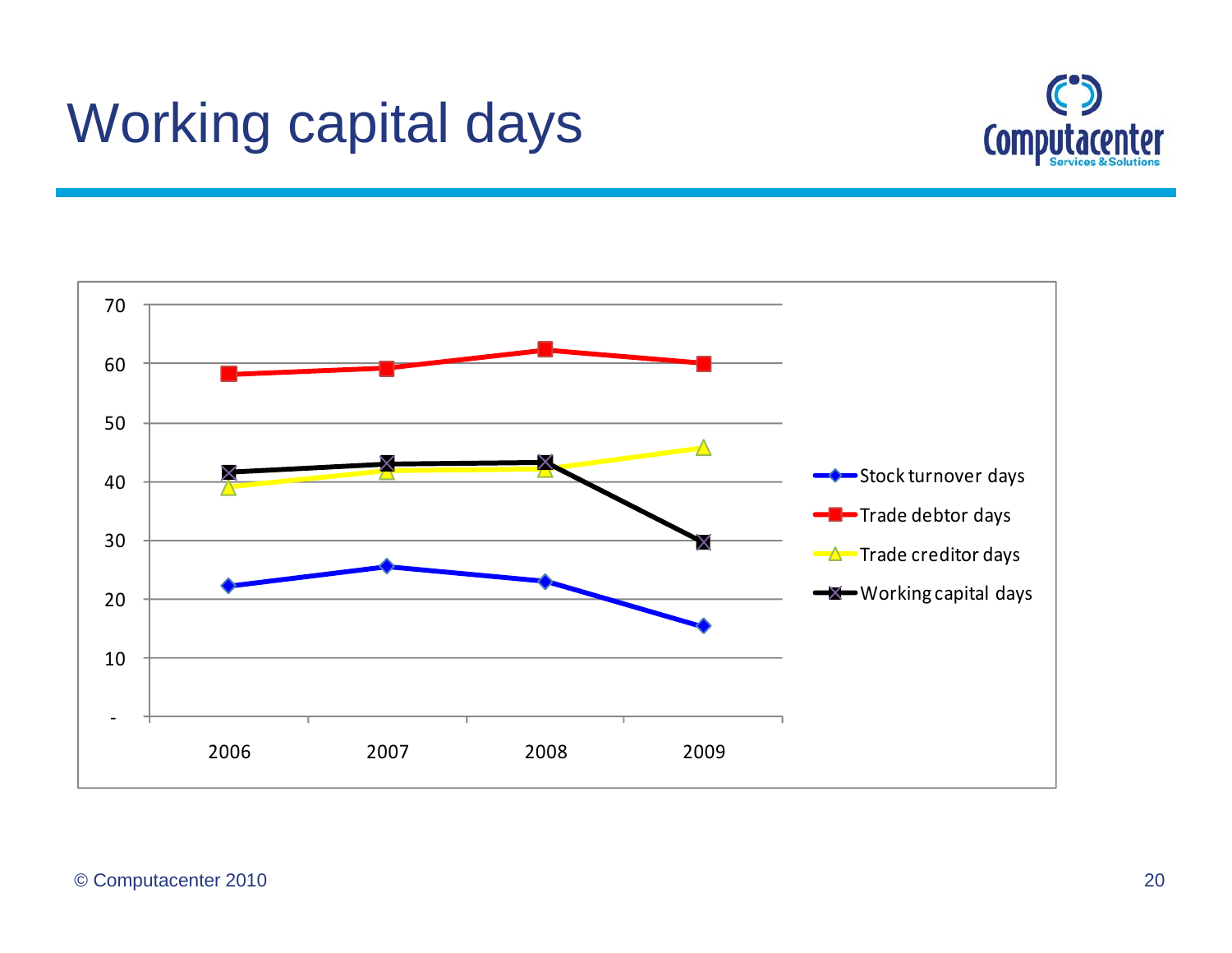# Working capital days

70
60
50
40
30
20
10
-

2006
2007
2008
2009

Stock turnover days
Trade debtor days
Trade creditor days
Working capital days

© Computacenter 2010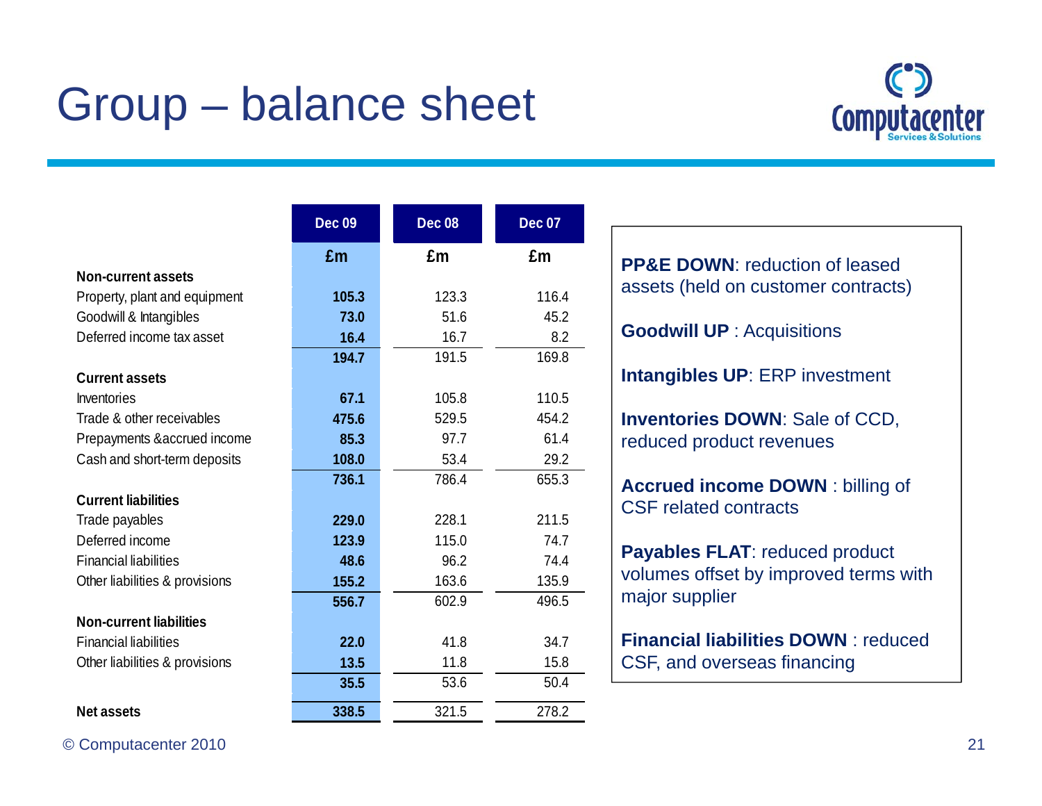# Group – balance sheet

| | Dec 09 | Dec 08 | Dec 07 |
|---|---|---|---|
| | £m | £m | £m |
| **Non-current assets** | | | |
| Property, plant and equipment | **105.3** | 123.3 | 116.4 |
| Goodwill & Intangibles | **73.0** | 51.6 | 45.2 |
| Deferred income tax asset | **16.4** | 16.7 | 8.2 |
| | **194.7** | 191.5 | 169.8 |
| **Current assets** | | | |
| Inventories | **67.1** | 105.8 | 110.5 |
| Trade & other receivables | **475.6** | 529.5 | 454.2 |
| Prepayments &accrued income | **85.3** | 97.7 | 61.4 |
| Cash and short-term deposits | **108.0** | 53.4 | 29.2 |
| | **736.1** | 786.4 | 655.3 |
| **Current liabilities** | | | |
| Trade payables | **229.0** | 228.1 | 211.5 |
| Deferred income | **123.9** | 115.0 | 74.7 |
| Financial liabilities | **48.6** | 96.2 | 74.4 |
| Other liabilities & provisions | **155.2** | 163.6 | 135.9 |
| | **556.7** | 602.9 | 496.5 |
| **Non-current liabilities** | | | |
| Financial liabilities | **22.0** | 41.8 | 34.7 |
| Other liabilities & provisions | **13.5** | 11.8 | 15.8 |
| | **35.5** | 53.6 | 50.4 |
| **Net assets** | **338.5** | 321.5 | 278.2 |

**PP&E DOWN**: reduction of leased assets (held on customer contracts)

**Goodwill UP** : Acquisitions

**Intangibles UP**: ERP investment

**Inventories DOWN**: Sale of CCD, reduced product revenues

**Accrued income DOWN** : billing of CSF related contracts

**Payables FLAT**: reduced product volumes offset by improved terms with major supplier

**Financial liabilities DOWN** : reduced CSF, and overseas financing

© Computacenter 2010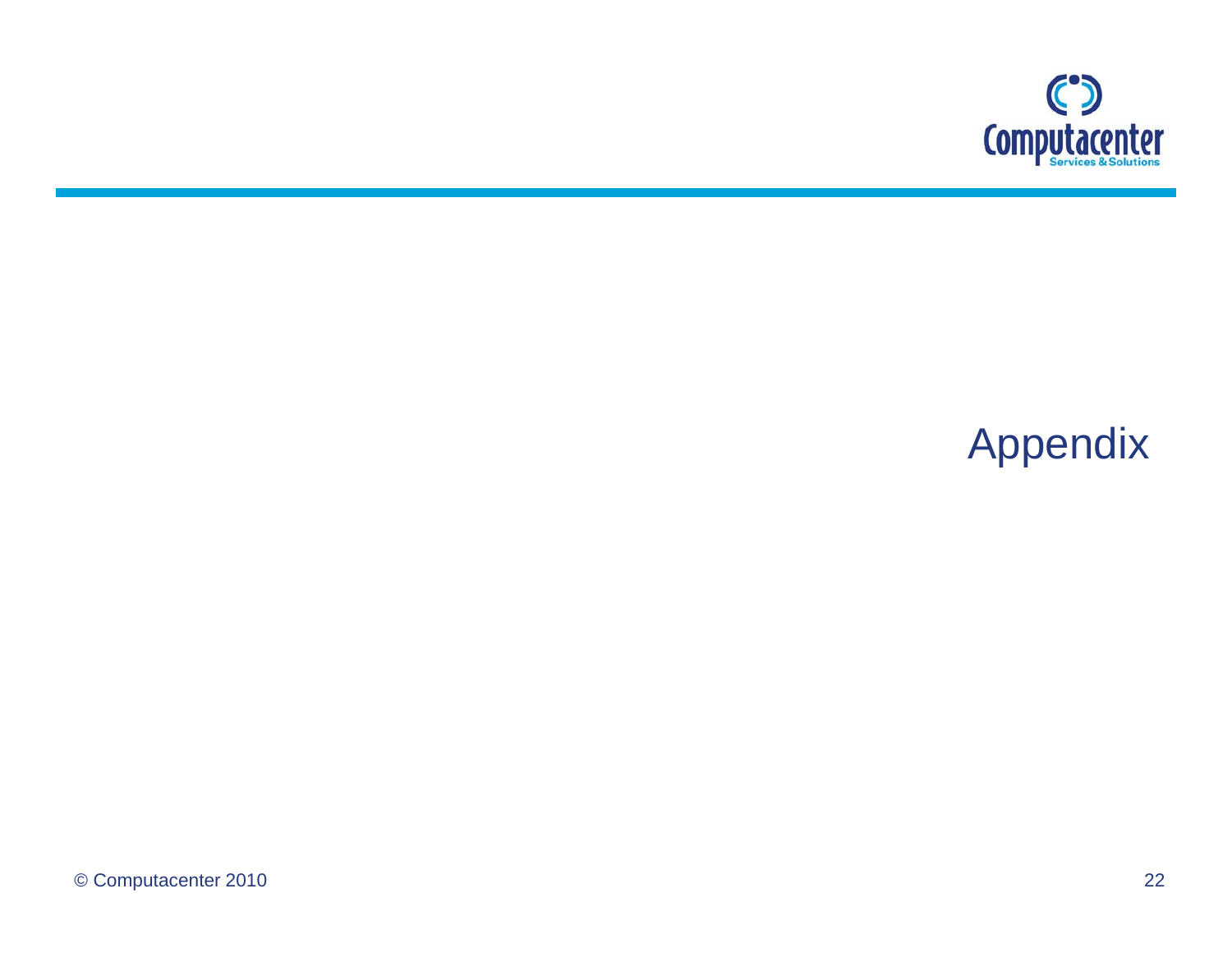# Appendix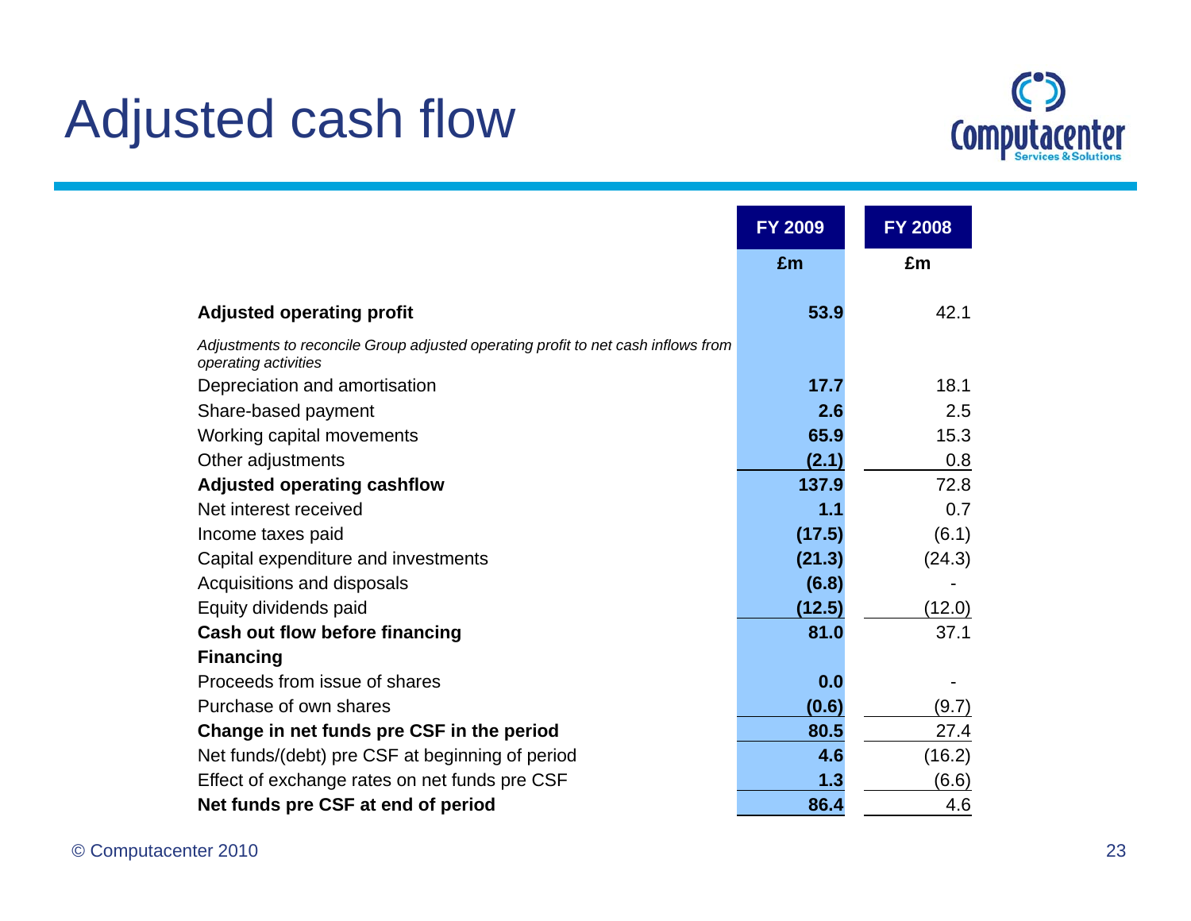# Adjusted cash flow

| | FY 2009 | FY 2008 |
|---|---|---|
| | £m | £m |
| **Adjusted operating profit** | **53.9** | 42.1 |
| *Adjustments to reconcile Group adjusted operating profit to net cash inflows from operating activities* | | |
| Depreciation and amortisation | **17.7** | 18.1 |
| Share-based payment | **2.6** | 2.5 |
| Working capital movements | **65.9** | 15.3 |
| Other adjustments | **(2.1)** | 0.8 |
| **Adjusted operating cashflow** | **137.9** | 72.8 |
| Net interest received | **1.1** | 0.7 |
| Income taxes paid | **(17.5)** | (6.1) |
| Capital expenditure and investments | **(21.3)** | (24.3) |
| Acquisitions and disposals | **(6.8)** | - |
| Equity dividends paid | **(12.5)** | (12.0) |
| **Cash out flow before financing** | **81.0** | 37.1 |
| **Financing** | | |
| Proceeds from issue of shares | **0.0** | - |
| Purchase of own shares | **(0.6)** | (9.7) |
| **Change in net funds pre CSF in the period** | **80.5** | 27.4 |
| Net funds/(debt) pre CSF at beginning of period | **4.6** | (16.2) |
| Effect of exchange rates on net funds pre CSF | **1.3** | (6.6) |
| **Net funds pre CSF at end of period** | **86.4** | 4.6 |

© Computacenter 2010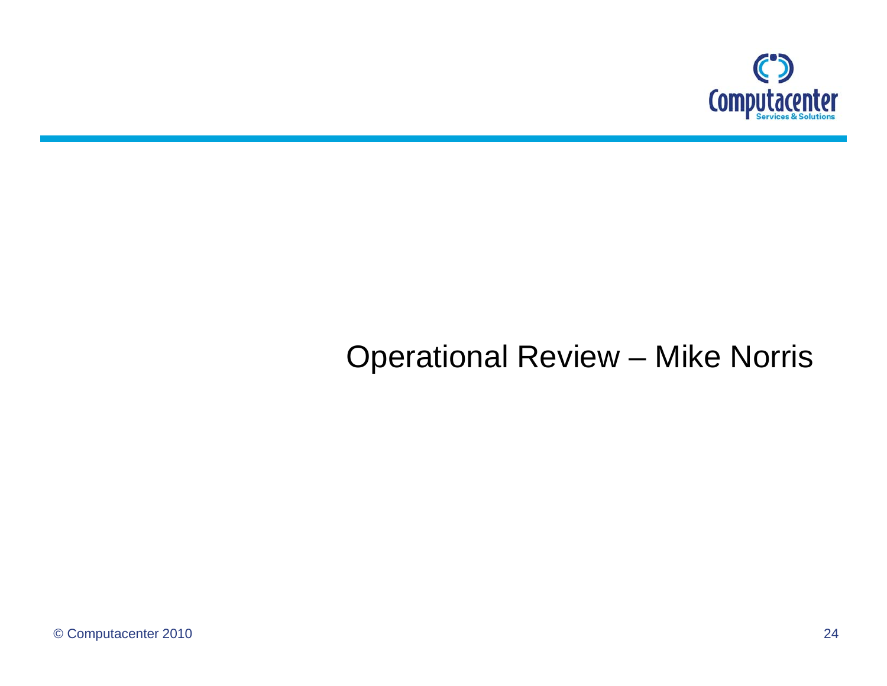# Operational Review – Mike Norris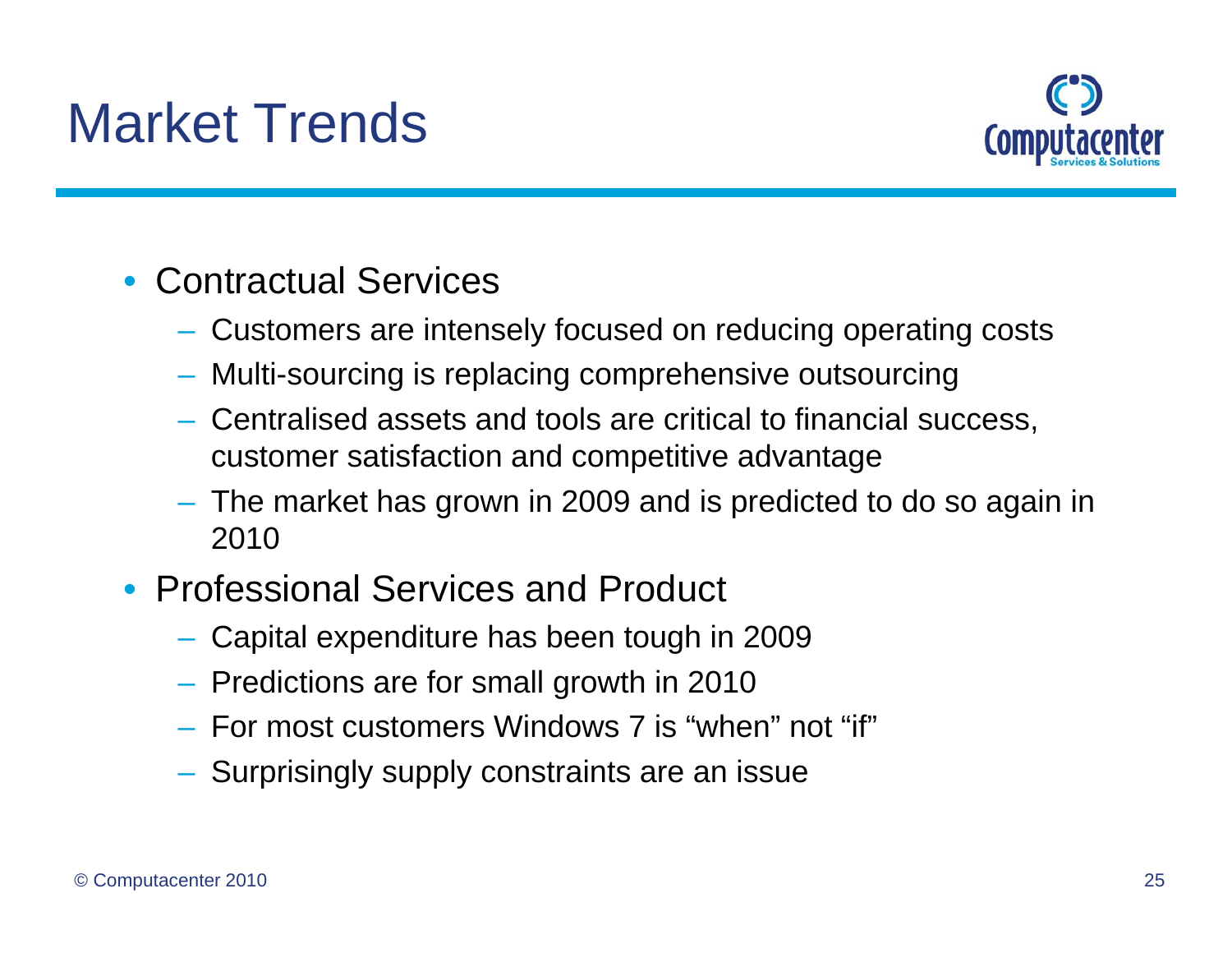# Market Trends

- Contractual Services
  - Customers are intensely focused on reducing operating costs
  - Multi-sourcing is replacing comprehensive outsourcing
  - Centralised assets and tools are critical to financial success, customer satisfaction and competitive advantage
  - The market has grown in 2009 and is predicted to do so again in 2010
- Professional Services and Product
  - Capital expenditure has been tough in 2009
  - Predictions are for small growth in 2010
  - For most customers Windows 7 is "when" not "if"
  - Surprisingly supply constraints are an issue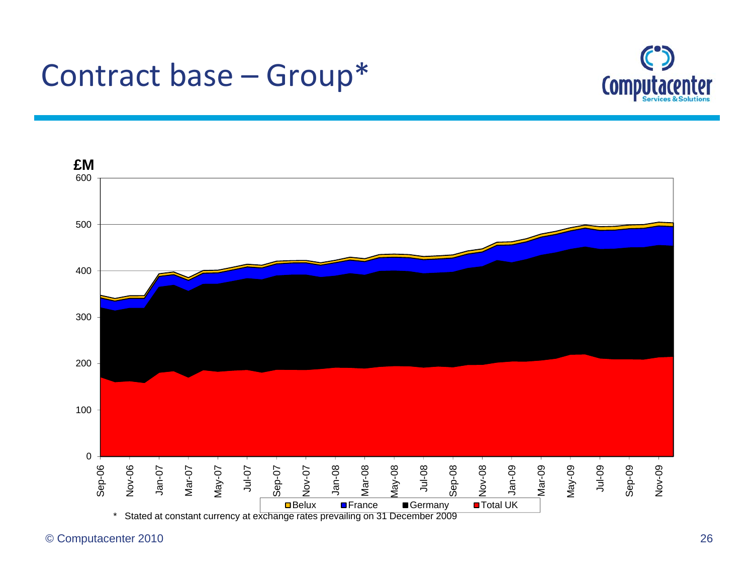# Contract base – Group*

£M

600
500
400
300
200
100
0

Sep-06, Nov-06, Jan-07, Mar-07, May-07, Jul-07, Sep-07, Nov-07, Jan-08, Mar-08, May-08, Jul-08, Sep-08, Nov-08, Jan-09, Mar-09, May-09, Jul-09, Sep-09, Nov-09

Belux, France, Germany, Total UK

\* Stated at constant currency at exchange rates prevailing on 31 December 2009

© Computacenter 2010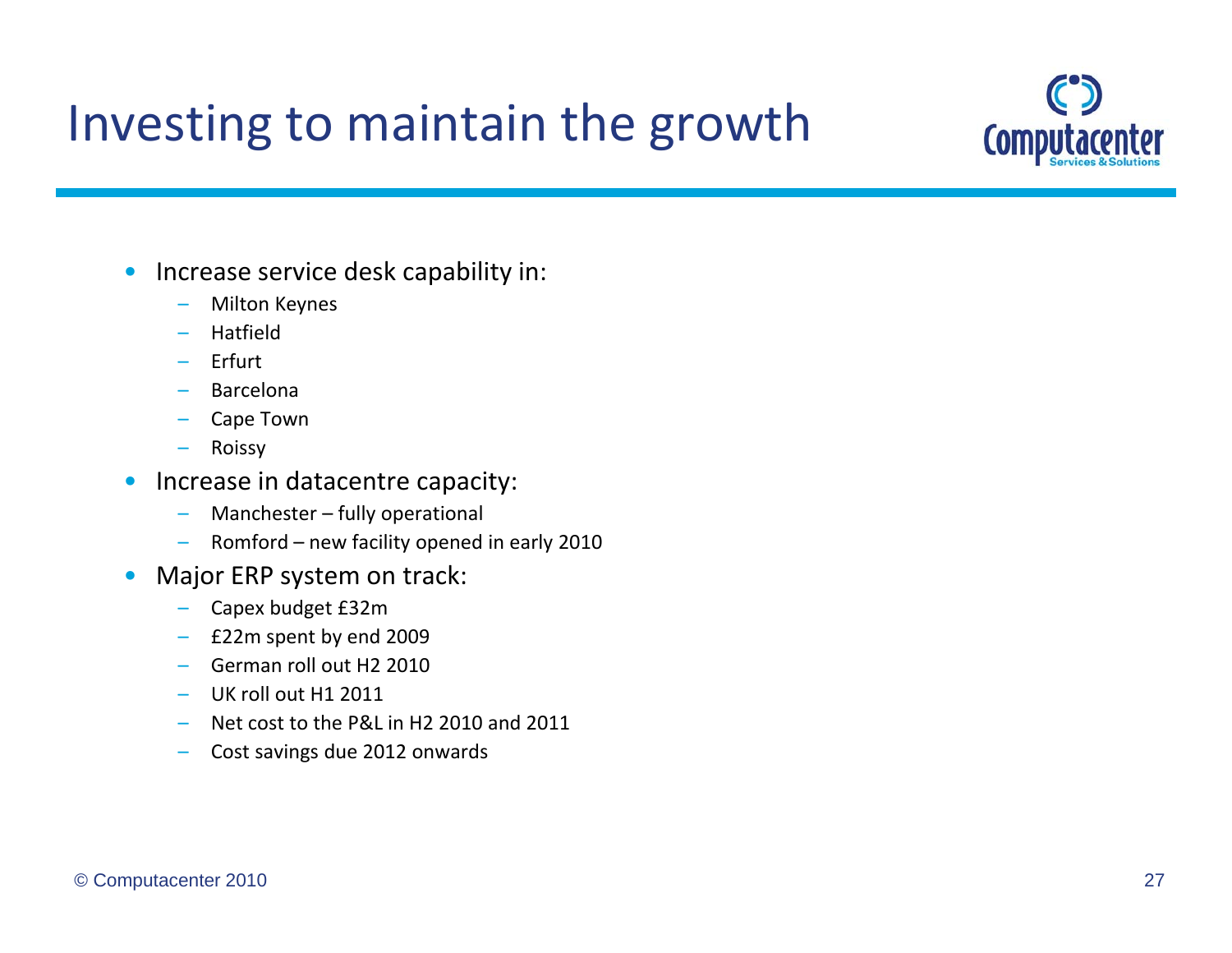# Investing to maintain the growth

- Increase service desk capability in:
  - Milton Keynes
  - Hatfield
  - Erfurt
  - Barcelona
  - Cape Town
  - Roissy
- Increase in datacentre capacity:
  - Manchester – fully operational
  - Romford – new facility opened in early 2010
- Major ERP system on track:
  - Capex budget £32m
  - £22m spent by end 2009
  - German roll out H2 2010
  - UK roll out H1 2011
  - Net cost to the P&L in H2 2010 and 2011
  - Cost savings due 2012 onwards

© Computacenter 2010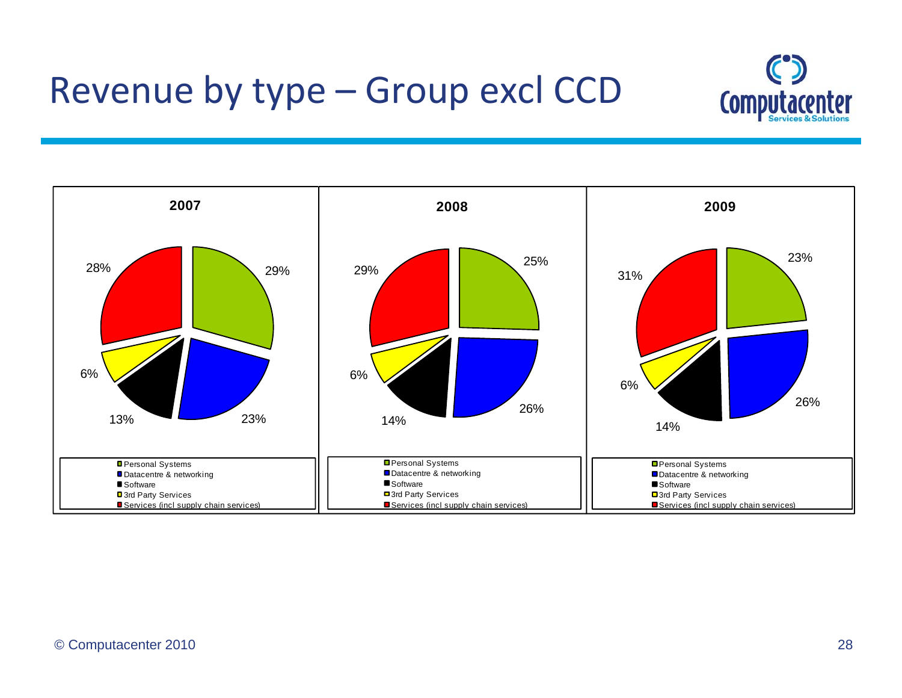# Revenue by type – Group excl CCD

**2007**

29%
23%
13%
6%
28%

Personal Systems
Datacentre & networking
Software
3rd Party Services
Services (incl supply chain services)

**2008**

25%
26%
14%
6%
29%

Personal Systems
Datacentre & networking
Software
3rd Party Services
Services (incl supply chain services)

**2009**

23%
26%
14%
6%
31%

Personal Systems
Datacentre & networking
Software
3rd Party Services
Services (incl supply chain services)

© Computacenter 2010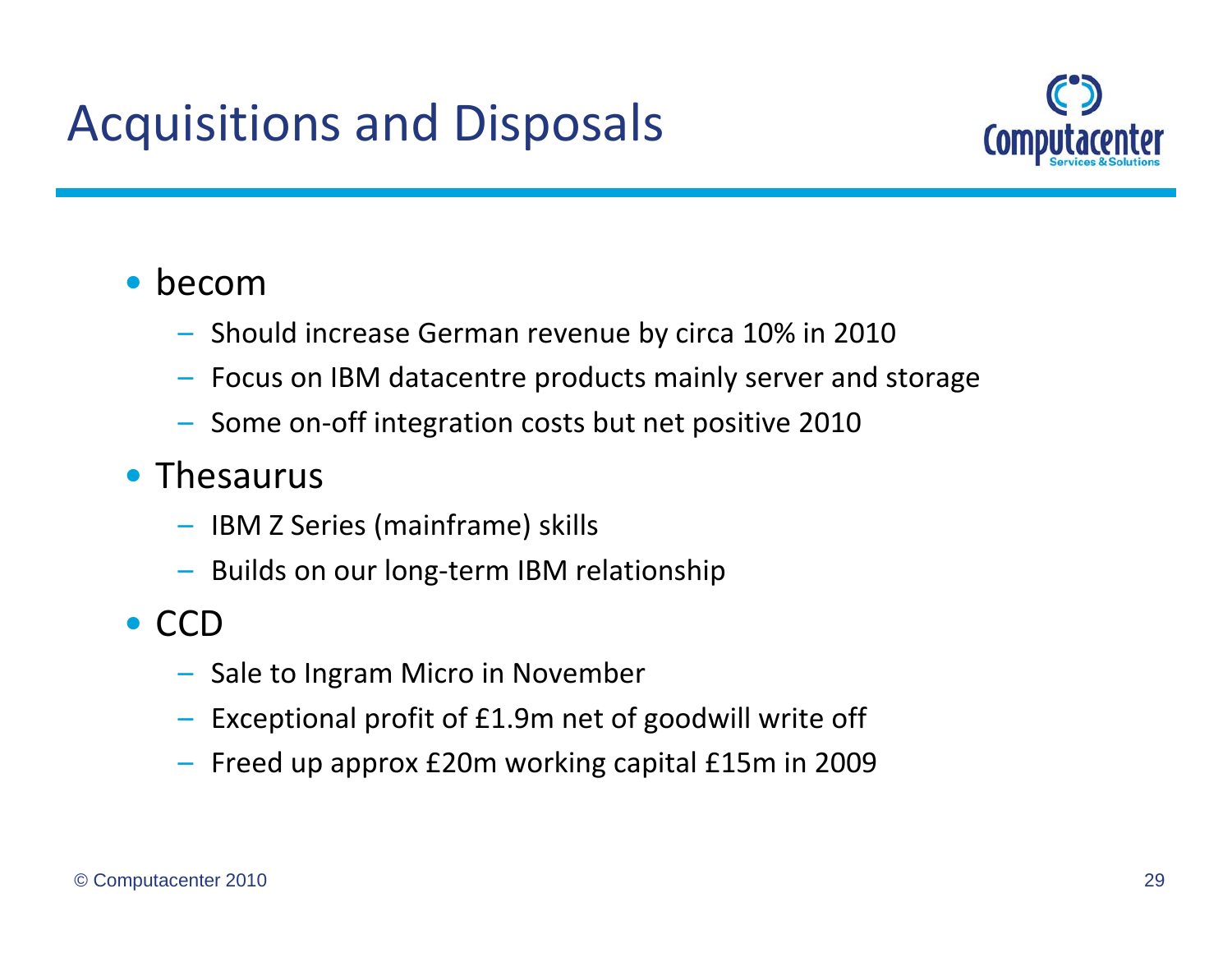# Acquisitions and Disposals

- becom
  - Should increase German revenue by circa 10% in 2010
  - Focus on IBM datacentre products mainly server and storage
  - Some on-off integration costs but net positive 2010
- Thesaurus
  - IBM Z Series (mainframe) skills
  - Builds on our long-term IBM relationship
- CCD
  - Sale to Ingram Micro in November
  - Exceptional profit of £1.9m net of goodwill write off
  - Freed up approx £20m working capital £15m in 2009

© Computacenter 2010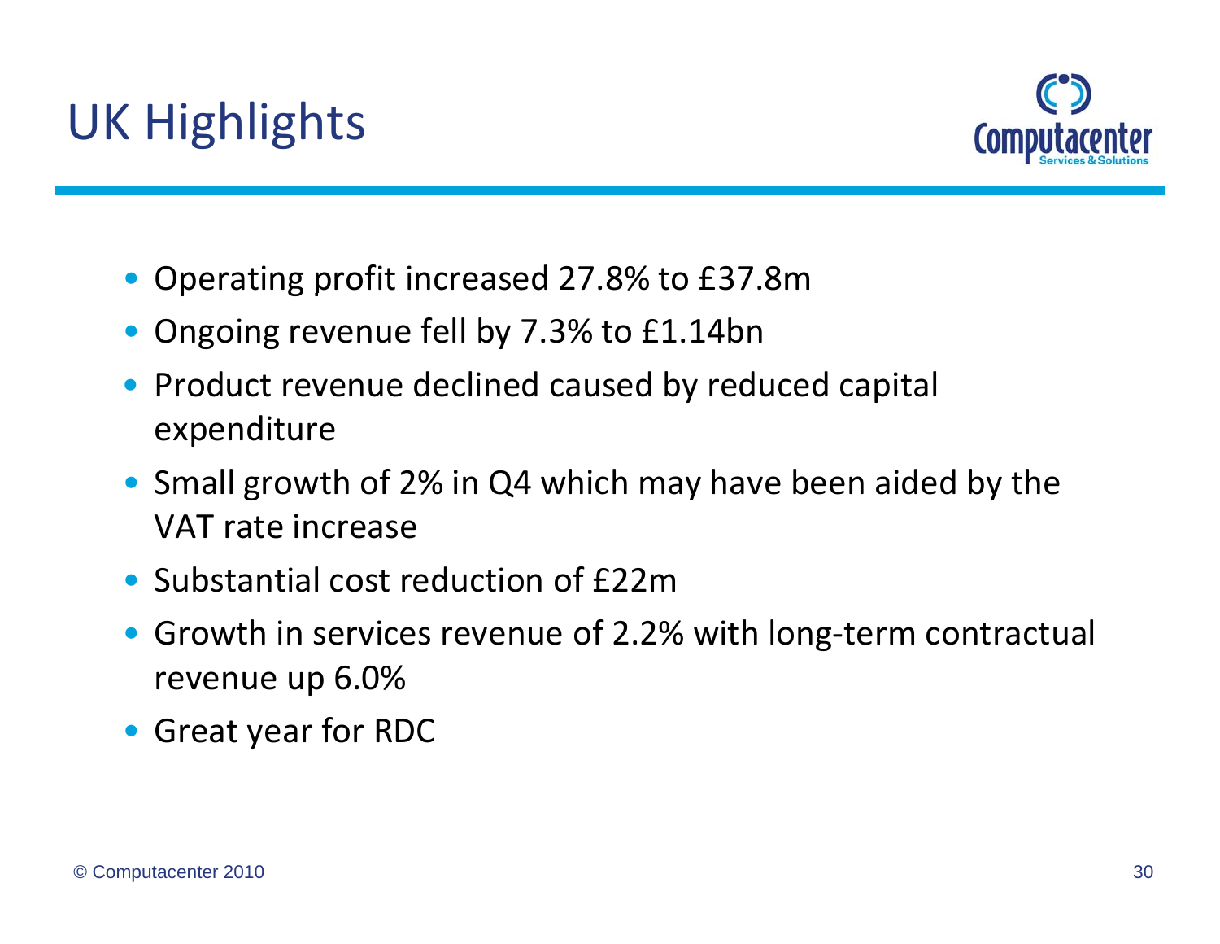# UK Highlights

- Operating profit increased 27.8% to £37.8m
- Ongoing revenue fell by 7.3% to £1.14bn
- Product revenue declined caused by reduced capital expenditure
- Small growth of 2% in Q4 which may have been aided by the VAT rate increase
- Substantial cost reduction of £22m
- Growth in services revenue of 2.2% with long-term contractual revenue up 6.0%
- Great year for RDC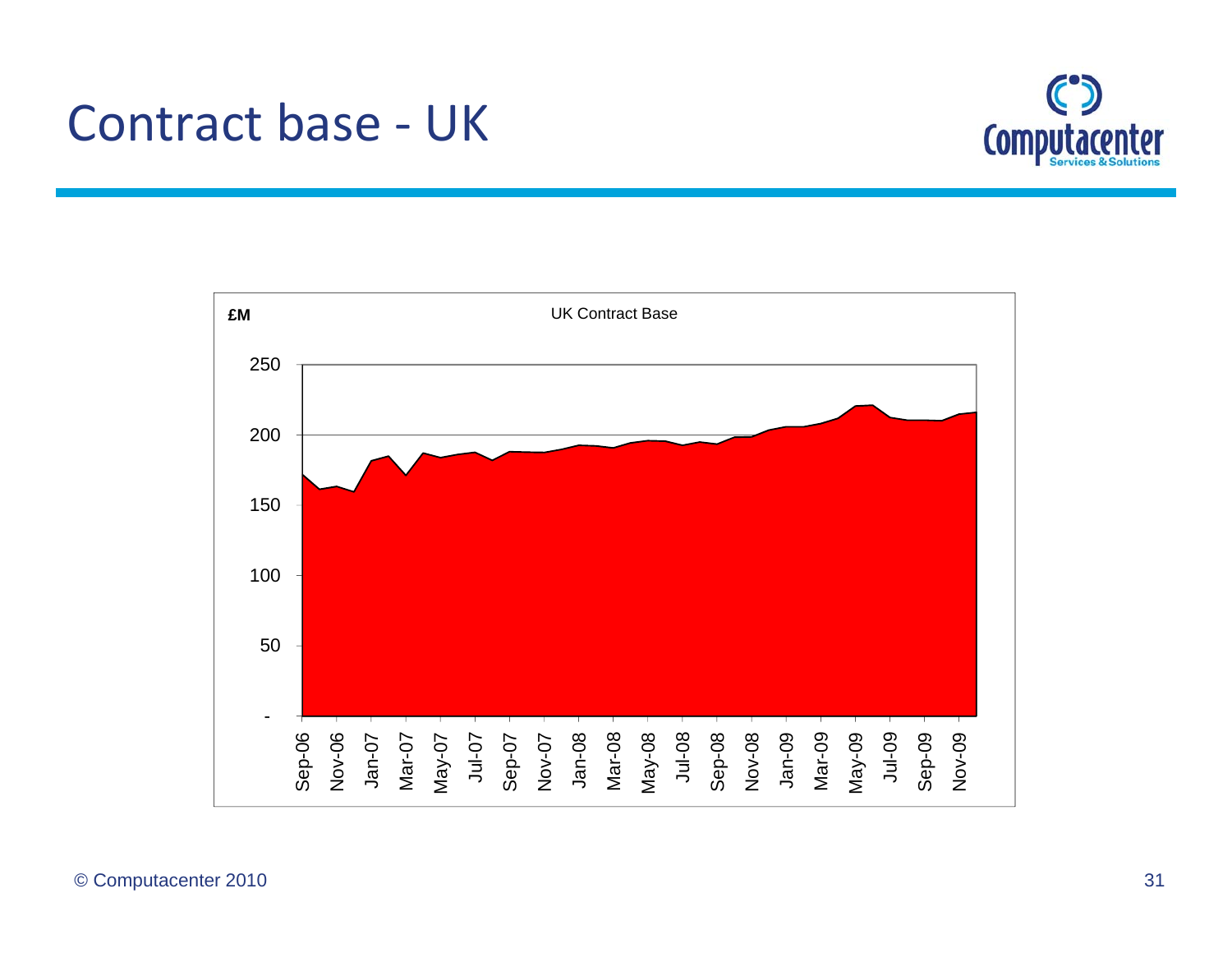# Contract base - UK

£M

UK Contract Base

250

200

150

100

50

-

Sep-06
Nov-06
Jan-07
Mar-07
May-07
Jul-07
Sep-07
Nov-07
Jan-08
Mar-08
May-08
Jul-08
Sep-08
Nov-08
Jan-09
Mar-09
May-09
Jul-09
Sep-09
Nov-09

© Computacenter 2010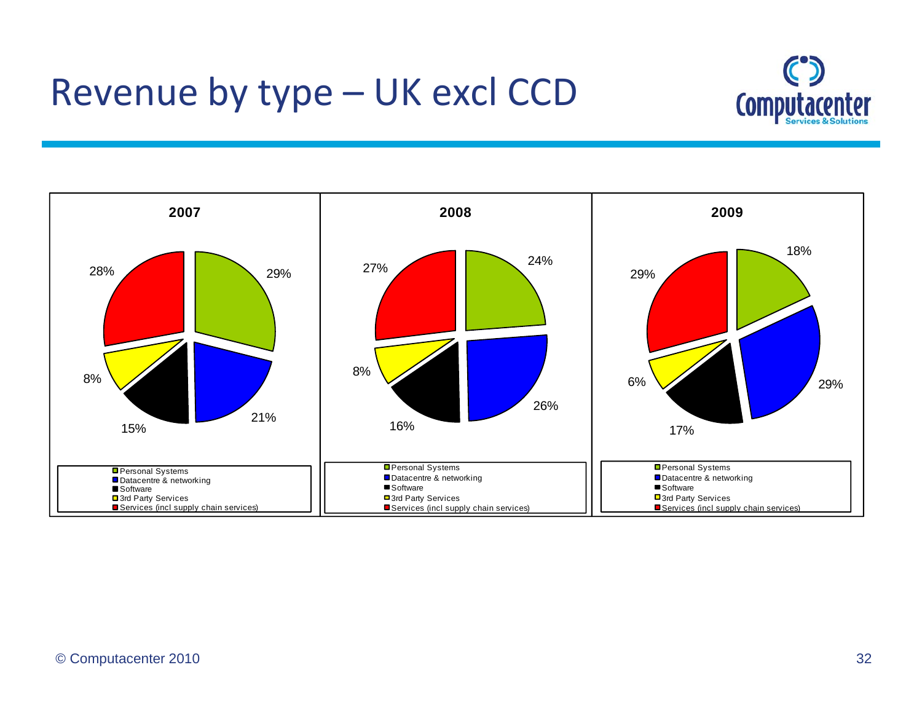# Revenue by type – UK excl CCD

**2007**

29%
21%
15%
8%
28%

- Personal Systems
- Datacentre & networking
- Software
- 3rd Party Services
- Services (incl supply chain services)

**2008**

24%
26%
16%
8%
27%

- Personal Systems
- Datacentre & networking
- Software
- 3rd Party Services
- Services (incl supply chain services)

**2009**

18%
29%
17%
6%
29%

- Personal Systems
- Datacentre & networking
- Software
- 3rd Party Services
- Services (incl supply chain services)

© Computacenter 2010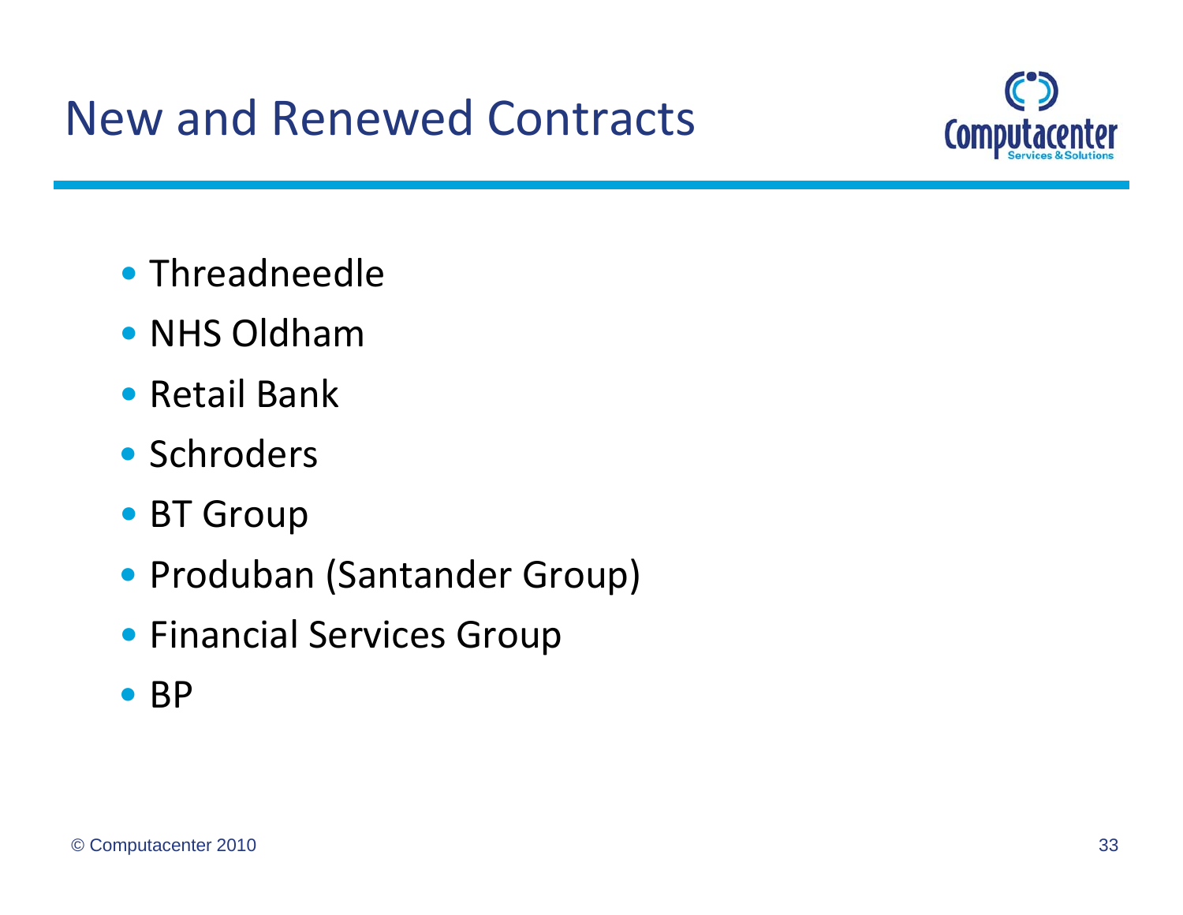# New and Renewed Contracts

- Threadneedle
- NHS Oldham
- Retail Bank
- Schroders
- BT Group
- Produban (Santander Group)
- Financial Services Group
- BP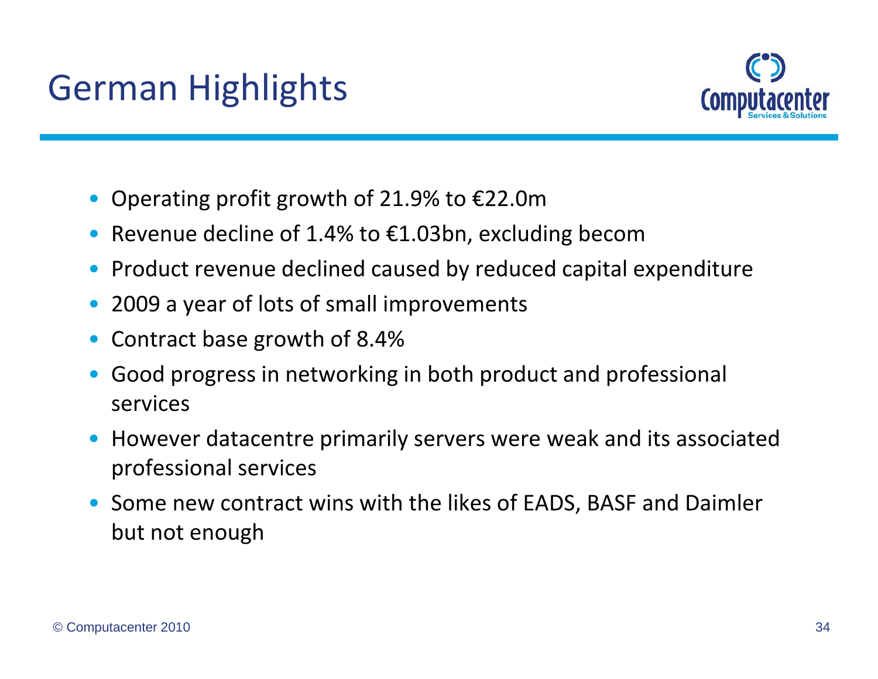# German Highlights

- Operating profit growth of 21.9% to €22.0m
- Revenue decline of 1.4% to €1.03bn, excluding becom
- Product revenue declined caused by reduced capital expenditure
- 2009 a year of lots of small improvements
- Contract base growth of 8.4%
- Good progress in networking in both product and professional services
- However datacentre primarily servers were weak and its associated professional services
- Some new contract wins with the likes of EADS, BASF and Daimler but not enough

© Computacenter 2010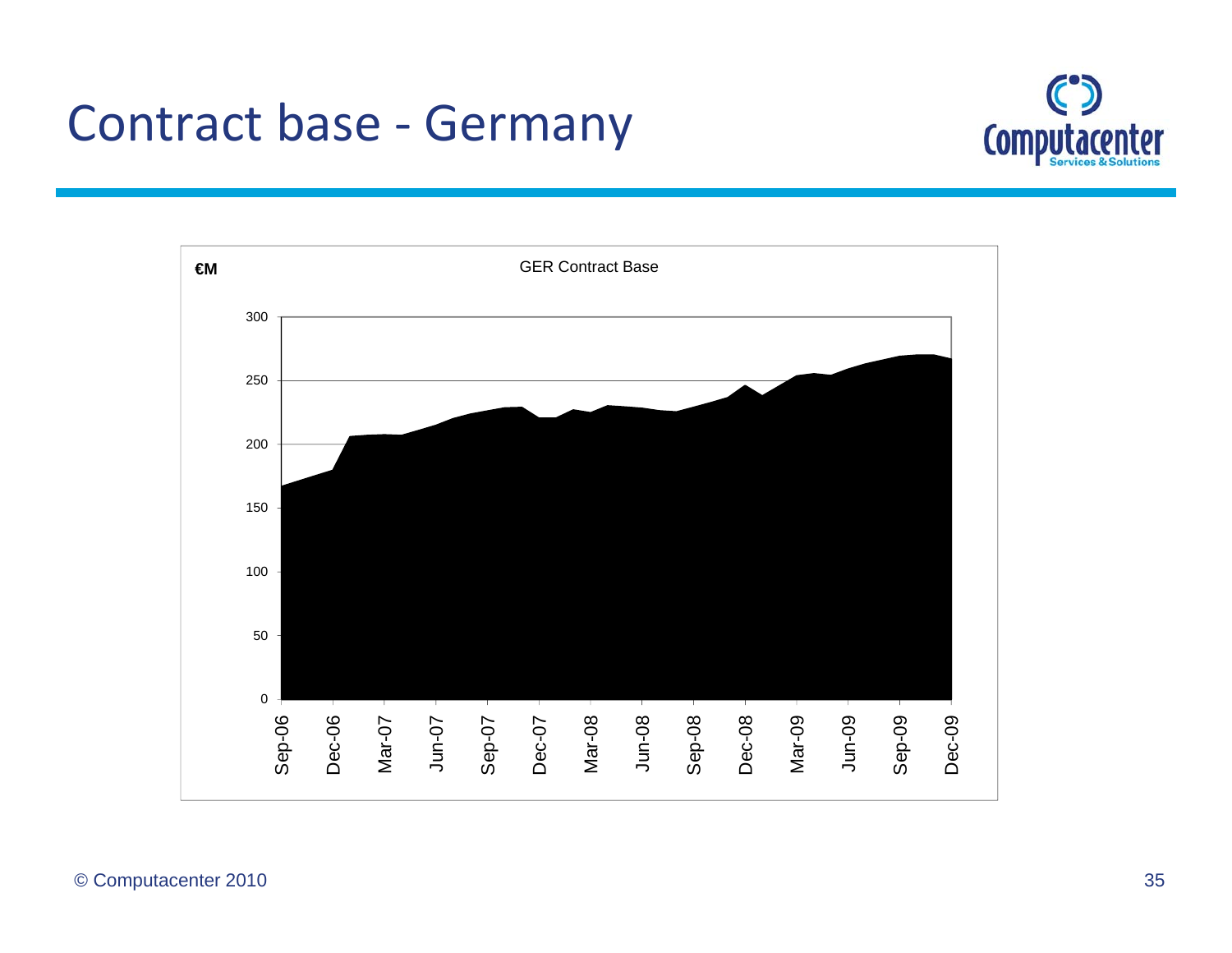# Contract base - Germany

€M

GER Contract Base

300
250
200
150
100
50
0

Sep-06
Dec-06
Mar-07
Jun-07
Sep-07
Dec-07
Mar-08
Jun-08
Sep-08
Dec-08
Mar-09
Jun-09
Sep-09
Dec-09

© Computacenter 2010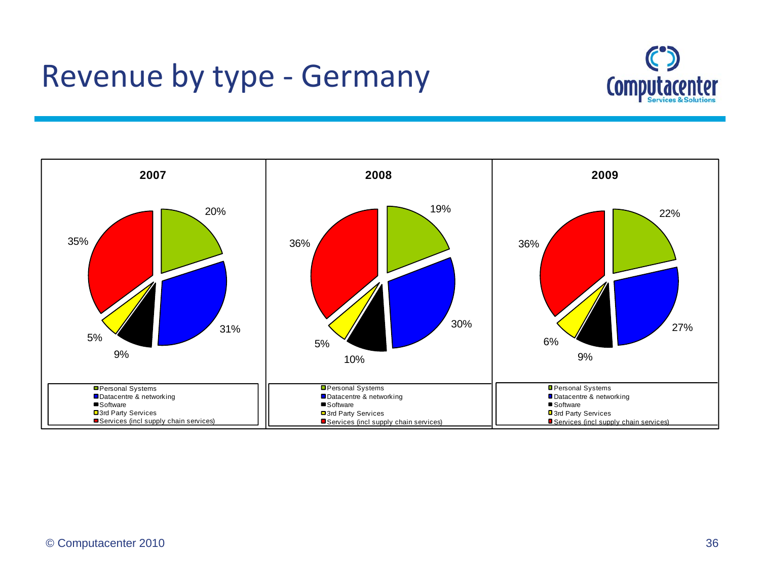# Revenue by type - Germany

| | 2007 | 2008 | 2009 |
|---|---|---|---|
| Personal Systems | 20% | 19% | 22% |
| Datacentre & networking | 31% | 30% | 27% |
| Software | 9% | 10% | 9% |
| 3rd Party Services | 5% | 5% | 6% |
| Services (incl supply chain services) | 35% | 36% | 36% |

© Computacenter 2010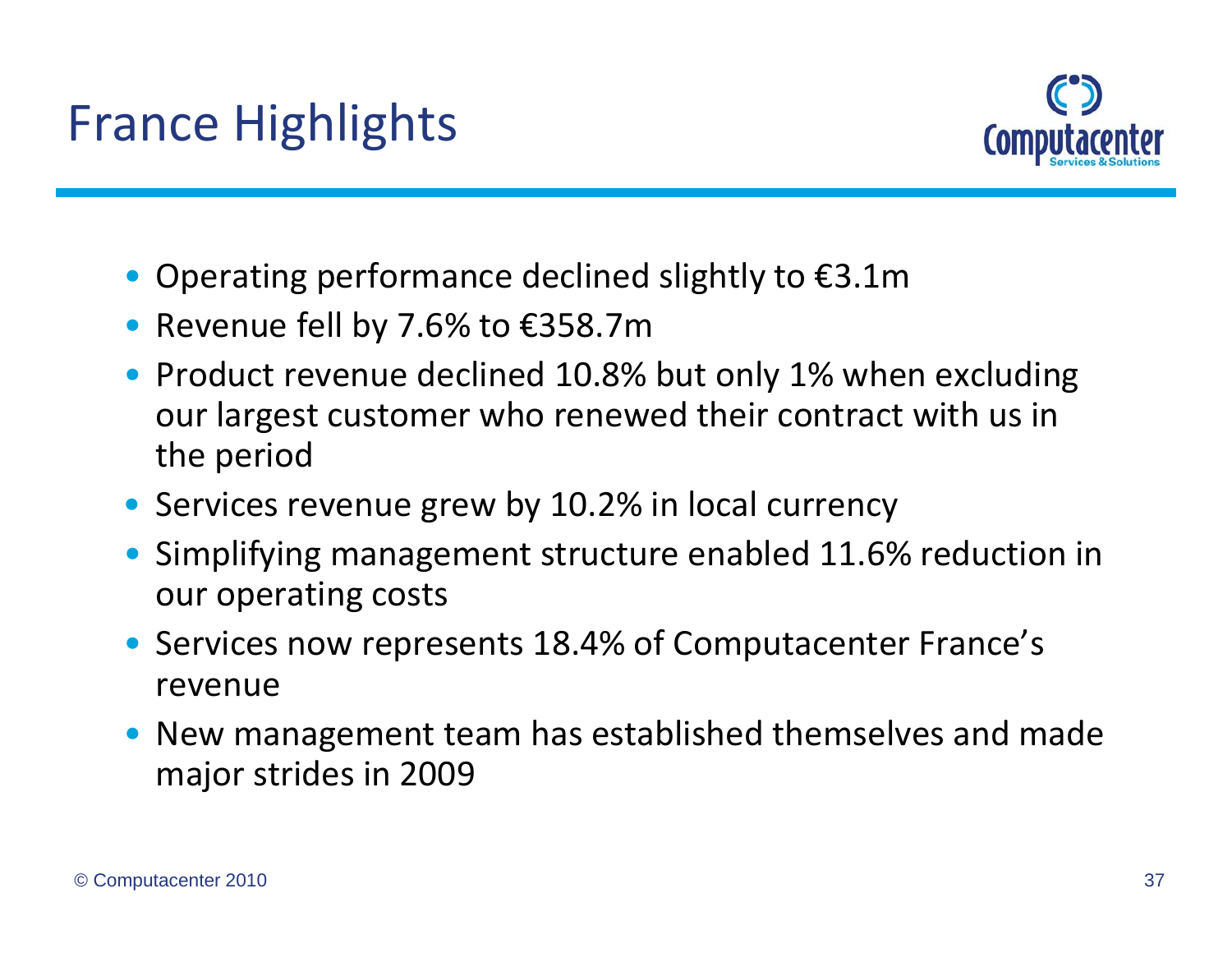# France Highlights

- Operating performance declined slightly to €3.1m
- Revenue fell by 7.6% to €358.7m
- Product revenue declined 10.8% but only 1% when excluding our largest customer who renewed their contract with us in the period
- Services revenue grew by 10.2% in local currency
- Simplifying management structure enabled 11.6% reduction in our operating costs
- Services now represents 18.4% of Computacenter France's revenue
- New management team has established themselves and made major strides in 2009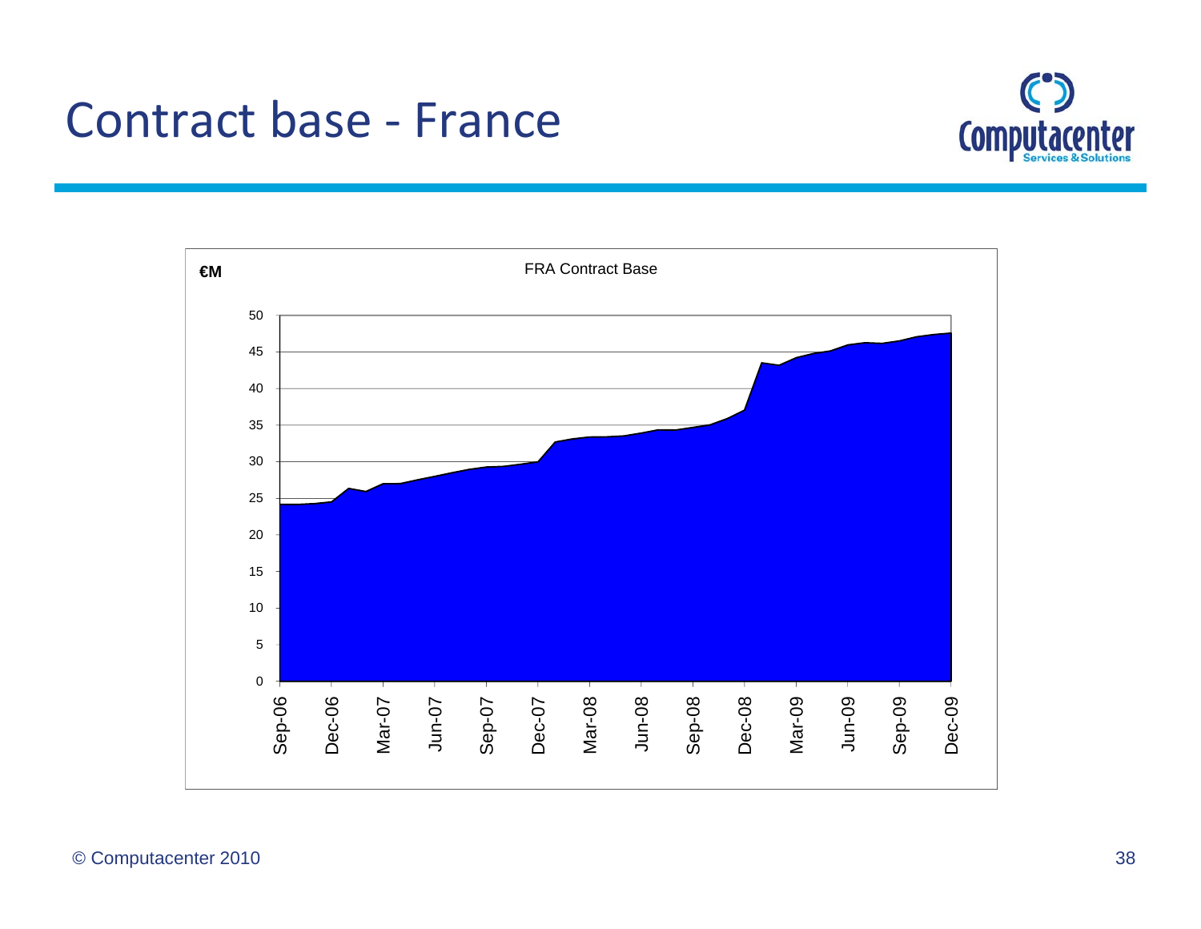# Contract base - France

€M

FRA Contract Base

50
45
40
35
30
25
20
15
10
5
0

Sep-06
Dec-06
Mar-07
Jun-07
Sep-07
Dec-07
Mar-08
Jun-08
Sep-08
Dec-08
Mar-09
Jun-09
Sep-09
Dec-09

© Computacenter 2010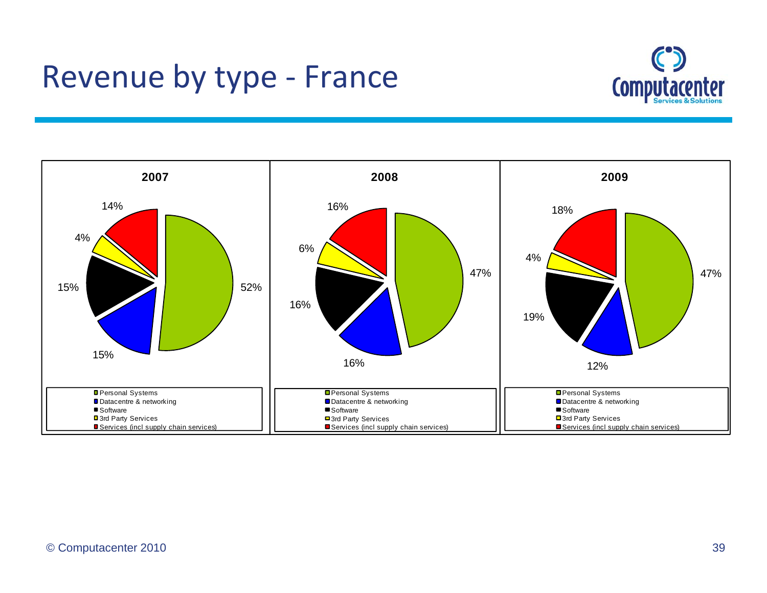# Revenue by type - France

**2007**

14%
4%
15%
15%
52%

- Personal Systems
- Datacentre & networking
- Software
- 3rd Party Services
- Services (incl supply chain services)

**2008**

16%
6%
16%
16%
47%

- Personal Systems
- Datacentre & networking
- Software
- 3rd Party Services
- Services (incl supply chain services)

**2009**

18%
4%
19%
12%
47%

- Personal Systems
- Datacentre & networking
- Software
- 3rd Party Services
- Services (incl supply chain services)

© Computacenter 2010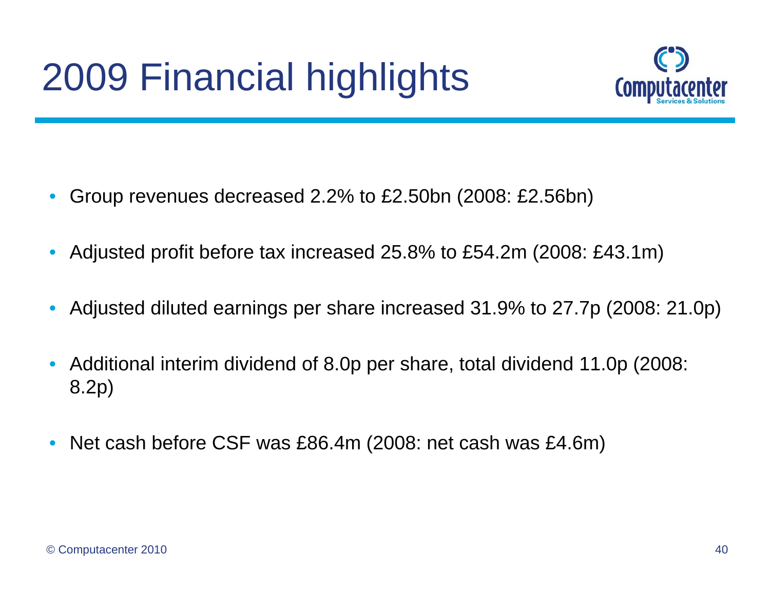# 2009 Financial highlights

- Group revenues decreased 2.2% to £2.50bn (2008: £2.56bn)
- Adjusted profit before tax increased 25.8% to £54.2m (2008: £43.1m)
- Adjusted diluted earnings per share increased 31.9% to 27.7p (2008: 21.0p)
- Additional interim dividend of 8.0p per share, total dividend 11.0p (2008: 8.2p)
- Net cash before CSF was £86.4m (2008: net cash was £4.6m)

© Computacenter 2010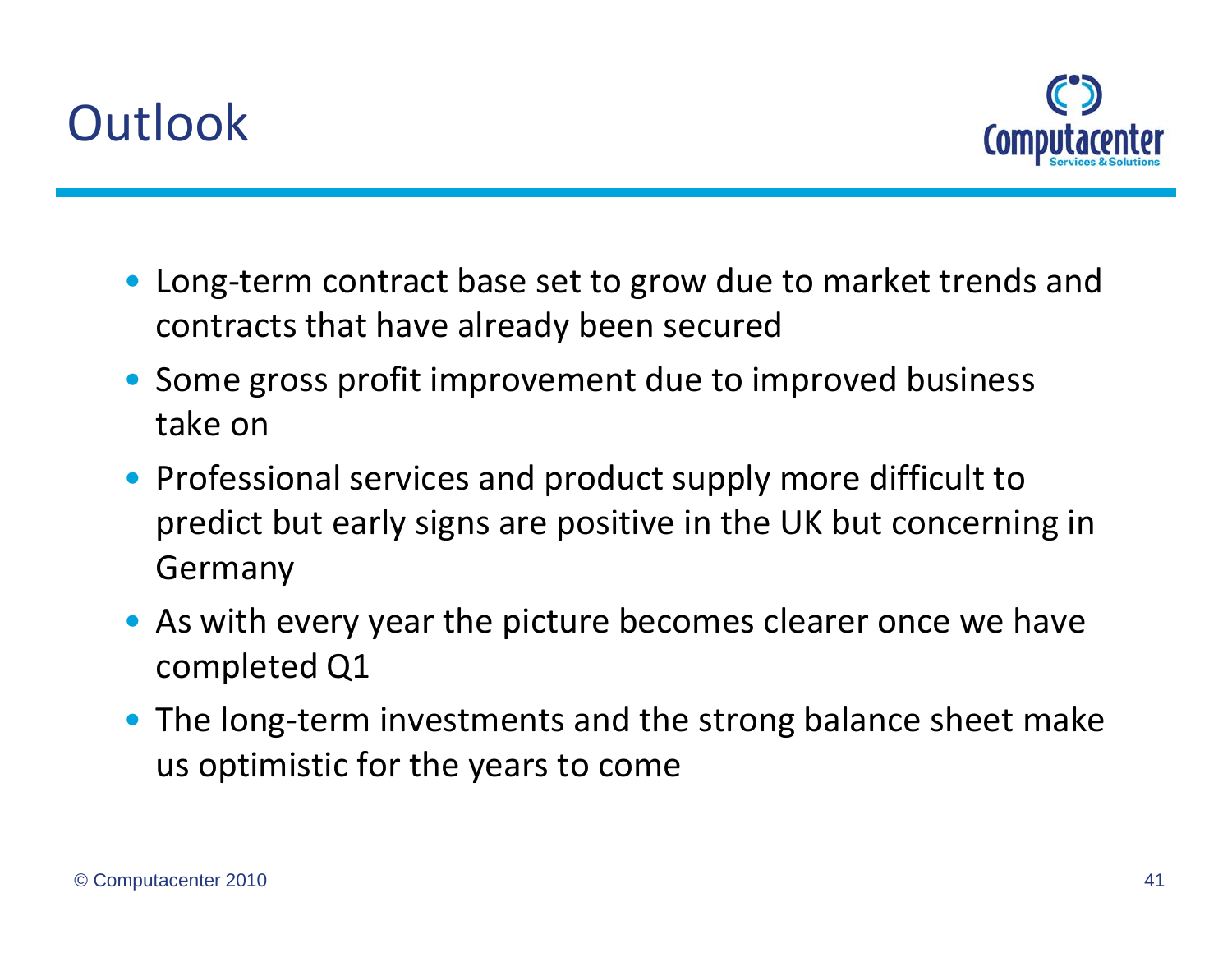# Outlook

- Long-term contract base set to grow due to market trends and contracts that have already been secured
- Some gross profit improvement due to improved business take on
- Professional services and product supply more difficult to predict but early signs are positive in the UK but concerning in Germany
- As with every year the picture becomes clearer once we have completed Q1
- The long-term investments and the strong balance sheet make us optimistic for the years to come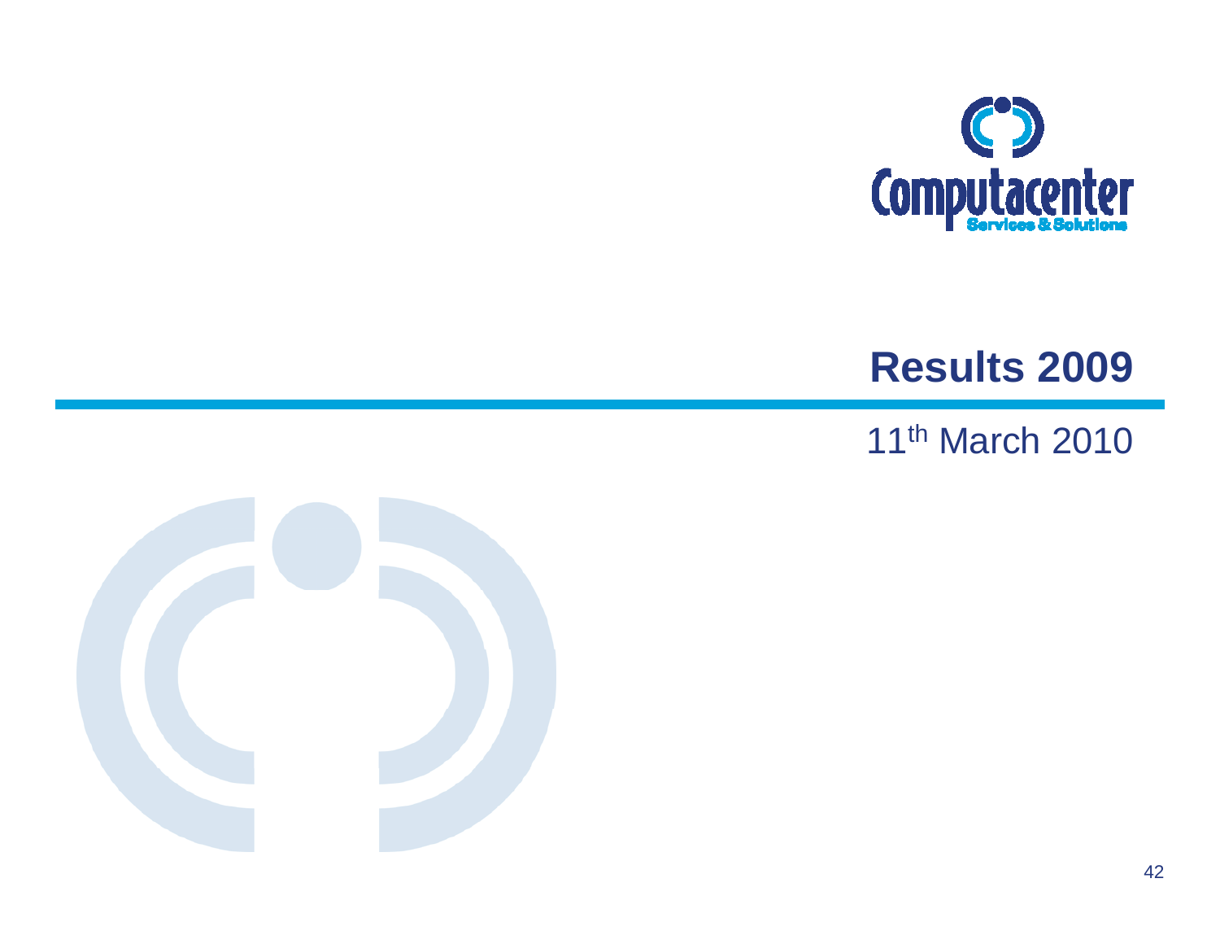Computacenter

Services & Solutions

# Results 2009

11th March 2010